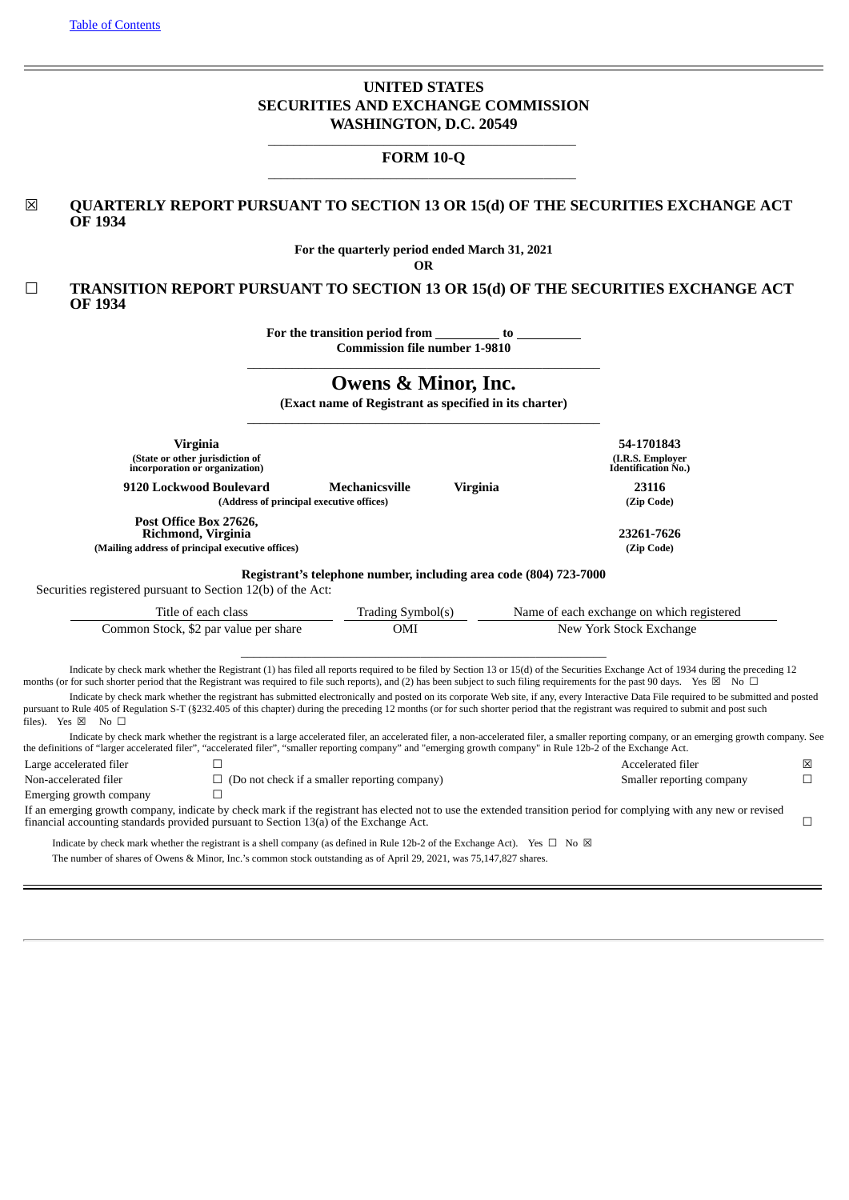[Table of Contents]

# UNITED STATES
# SECURITIES AND EXCHANGE COMMISSION
## WASHINGTON, D.C. 20549

## FORM 10-Q

☒ **QUARTERLY REPORT PURSUANT TO SECTION 13 OR 15(d) OF THE SECURITIES EXCHANGE ACT OF 1934**

**For the quarterly period ended March 31, 2021**

**OR**

☐ **TRANSITION REPORT PURSUANT TO SECTION 13 OR 15(d) OF THE SECURITIES EXCHANGE ACT OF 1934**

**For the transition period from \_\_\_\_\_\_\_\_\_\_ to \_\_\_\_\_\_\_\_\_\_**

**Commission file number 1-9810**

# Owens & Minor, Inc.

**(Exact name of Registrant as specified in its charter)**

| | |
|---|---|
| **Virginia**<br>**(State or other jurisdiction of incorporation or organization)** | **54-1701843**<br>**(I.R.S. Employer Identification No.)** |
| **9120 Lockwood Boulevard, Mechanicsville, Virginia**<br>**(Address of principal executive offices)** | **23116**<br>**(Zip Code)** |
| **Post Office Box 27626, Richmond, Virginia**<br>**(Mailing address of principal executive offices)** | **23261-7626**<br>**(Zip Code)** |

**Registrant's telephone number, including area code (804) 723-7000**

Securities registered pursuant to Section 12(b) of the Act:

| Title of each class | Trading Symbol(s) | Name of each exchange on which registered |
|---|---|---|
| Common Stock, $2 par value per share | OMI | New York Stock Exchange |

Indicate by check mark whether the Registrant (1) has filed all reports required to be filed by Section 13 or 15(d) of the Securities Exchange Act of 1934 during the preceding 12 months (or for such shorter period that the Registrant was required to file such reports), and (2) has been subject to such filing requirements for the past 90 days. Yes ☒ No ☐

Indicate by check mark whether the registrant has submitted electronically and posted on its corporate Web site, if any, every Interactive Data File required to be submitted and posted pursuant to Rule 405 of Regulation S-T (§232.405 of this chapter) during the preceding 12 months (or for such shorter period that the registrant was required to submit and post such files). Yes ☒ No ☐

Indicate by check mark whether the registrant is a large accelerated filer, an accelerated filer, a non-accelerated filer, a smaller reporting company, or an emerging growth company. See the definitions of "larger accelerated filer", "accelerated filer", "smaller reporting company" and "emerging growth company" in Rule 12b-2 of the Exchange Act.

| | | | |
|---|---|---|---|
| Large accelerated filer | ☐ | Accelerated filer | ☒ |
| Non-accelerated filer | ☐ (Do not check if a smaller reporting company) | Smaller reporting company | ☐ |
| Emerging growth company | ☐ | | |

If an emerging growth company, indicate by check mark if the registrant has elected not to use the extended transition period for complying with any new or revised financial accounting standards provided pursuant to Section 13(a) of the Exchange Act. ☐

Indicate by check mark whether the registrant is a shell company (as defined in Rule 12b-2 of the Exchange Act). Yes ☐ No ☒

The number of shares of Owens & Minor, Inc.'s common stock outstanding as of April 29, 2021, was 75,147,827 shares.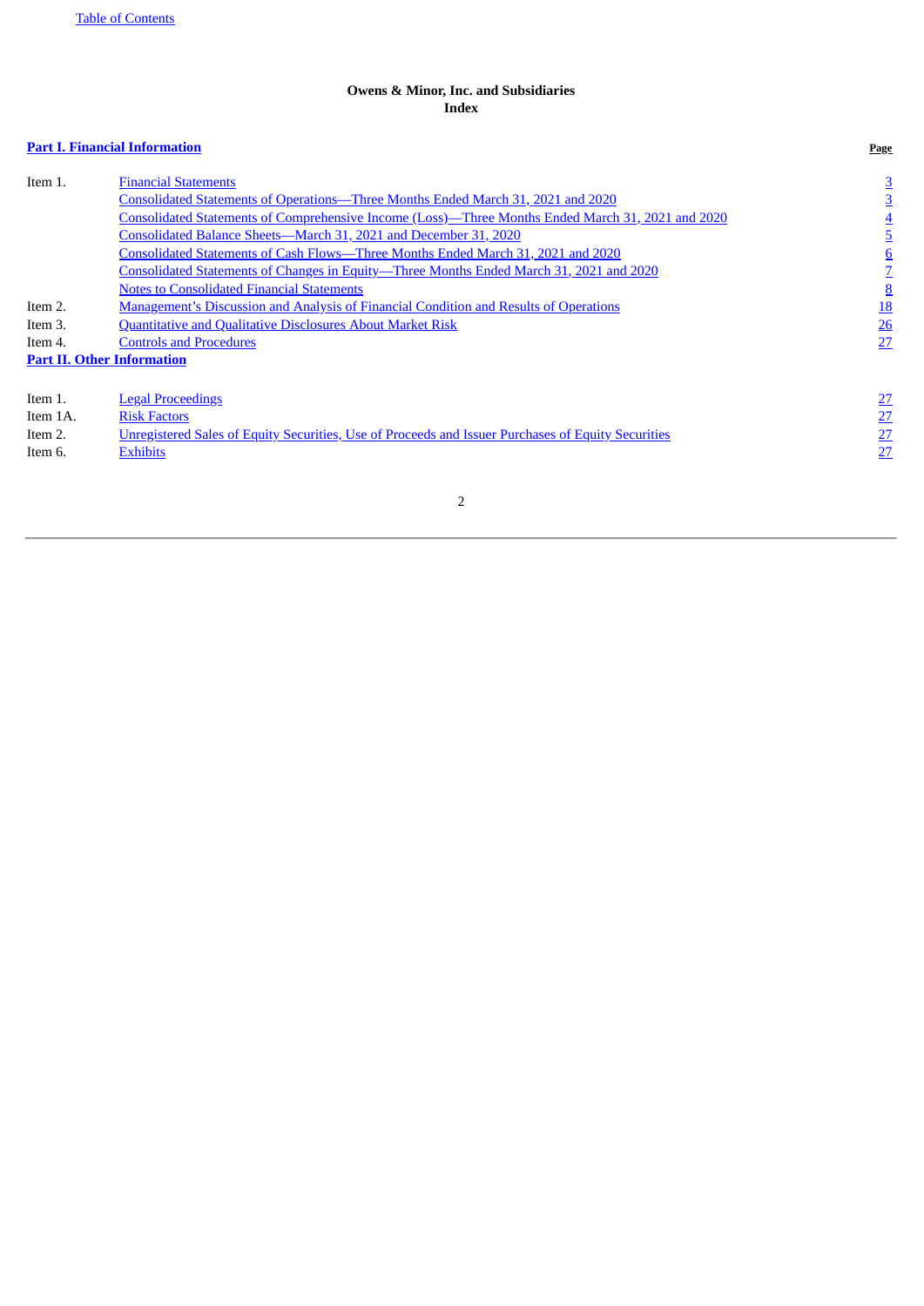**Owens & Minor, Inc. and Subsidiaries**
**Index**

| **Part I. Financial Information** | | **Page** |
|---|---|---|
| Item 1. | Financial Statements | 3 |
| | Consolidated Statements of Operations—Three Months Ended March 31, 2021 and 2020 | 3 |
| | Consolidated Statements of Comprehensive Income (Loss)—Three Months Ended March 31, 2021 and 2020 | 4 |
| | Consolidated Balance Sheets—March 31, 2021 and December 31, 2020 | 5 |
| | Consolidated Statements of Cash Flows—Three Months Ended March 31, 2021 and 2020 | 6 |
| | Consolidated Statements of Changes in Equity—Three Months Ended March 31, 2021 and 2020 | 7 |
| | Notes to Consolidated Financial Statements | 8 |
| Item 2. | Management's Discussion and Analysis of Financial Condition and Results of Operations | 18 |
| Item 3. | Quantitative and Qualitative Disclosures About Market Risk | 26 |
| Item 4. | Controls and Procedures | 27 |
| **Part II. Other Information** | | |
| Item 1. | Legal Proceedings | 27 |
| Item 1A. | Risk Factors | 27 |
| Item 2. | Unregistered Sales of Equity Securities, Use of Proceeds and Issuer Purchases of Equity Securities | 27 |
| Item 6. | Exhibits | 27 |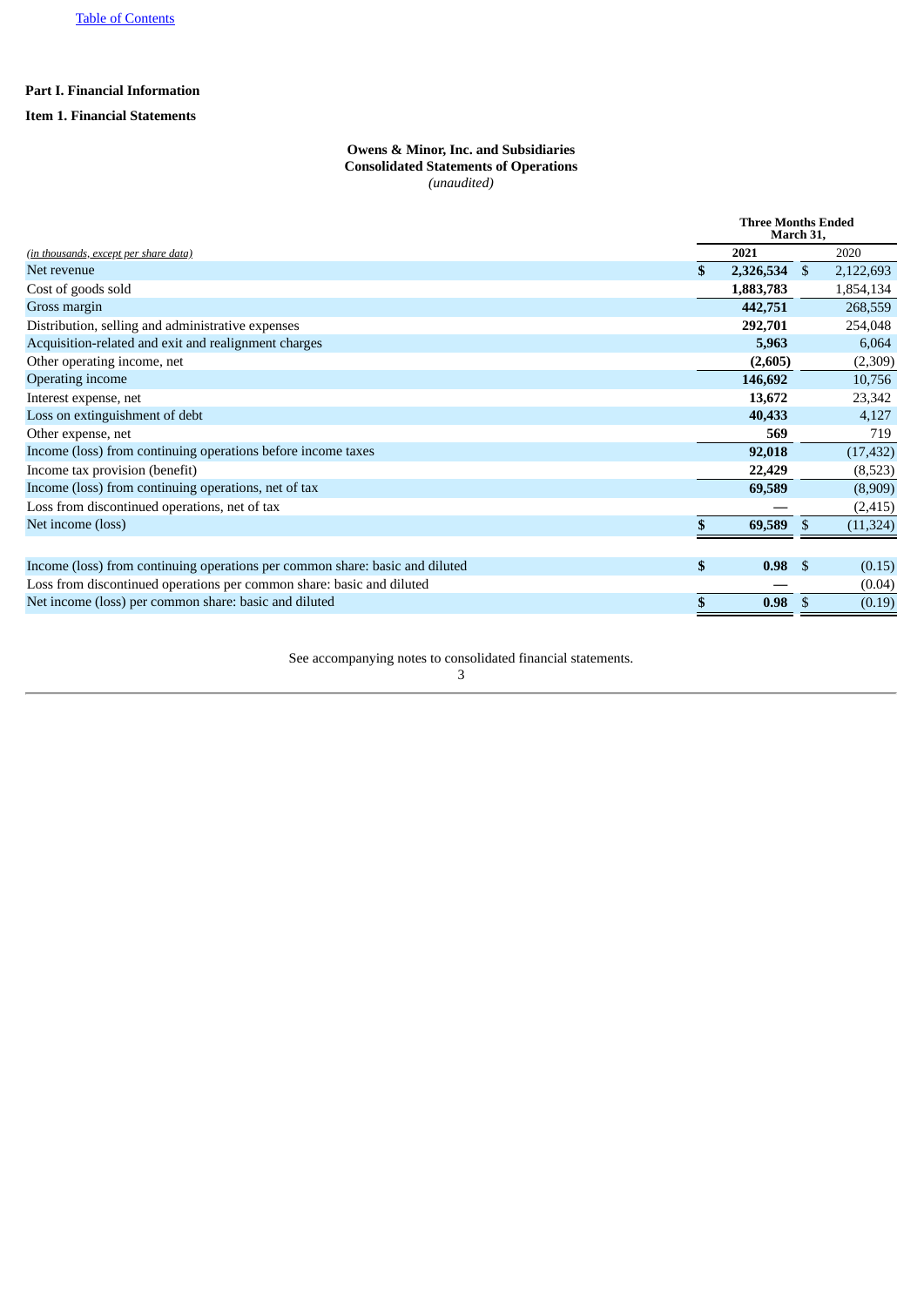Part I. Financial Information

Item 1. Financial Statements

**Owens & Minor, Inc. and Subsidiaries**
**Consolidated Statements of Operations**
*(unaudited)*

| *(in thousands, except per share data)* | Three Months Ended March 31, 2021 | 2020 |
|---|---|---|
| Net revenue | **$ 2,326,534** | $ 2,122,693 |
| Cost of goods sold | **1,883,783** | 1,854,134 |
| Gross margin | **442,751** | 268,559 |
| Distribution, selling and administrative expenses | **292,701** | 254,048 |
| Acquisition-related and exit and realignment charges | **5,963** | 6,064 |
| Other operating income, net | **(2,605)** | (2,309) |
| Operating income | **146,692** | 10,756 |
| Interest expense, net | **13,672** | 23,342 |
| Loss on extinguishment of debt | **40,433** | 4,127 |
| Other expense, net | **569** | 719 |
| Income (loss) from continuing operations before income taxes | **92,018** | (17,432) |
| Income tax provision (benefit) | **22,429** | (8,523) |
| Income (loss) from continuing operations, net of tax | **69,589** | (8,909) |
| Loss from discontinued operations, net of tax | **—** | (2,415) |
| Net income (loss) | **$ 69,589** | $ (11,324) |
| | | |
| Income (loss) from continuing operations per common share: basic and diluted | **$ 0.98** | $ (0.15) |
| Loss from discontinued operations per common share: basic and diluted | **—** | (0.04) |
| Net income (loss) per common share: basic and diluted | **$ 0.98** | $ (0.19) |

See accompanying notes to consolidated financial statements.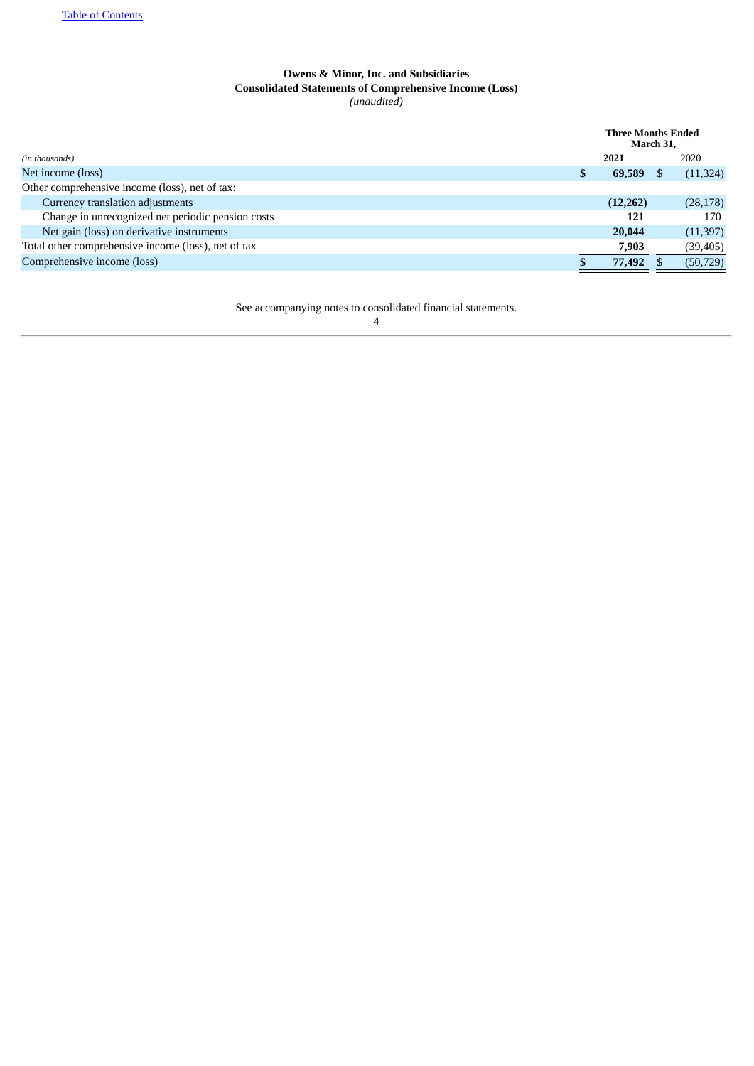**Owens & Minor, Inc. and Subsidiaries**
**Consolidated Statements of Comprehensive Income (Loss)**
*(unaudited)*

| *(in thousands)* | Three Months Ended March 31, | |
|---|---|---|
| | **2021** | 2020 |
| Net income (loss) | **$ 69,589** | $ (11,324) |
| Other comprehensive income (loss), net of tax: | | |
| Currency translation adjustments | **(12,262)** | (28,178) |
| Change in unrecognized net periodic pension costs | **121** | 170 |
| Net gain (loss) on derivative instruments | **20,044** | (11,397) |
| Total other comprehensive income (loss), net of tax | **7,903** | (39,405) |
| Comprehensive income (loss) | **$ 77,492** | $ (50,729) |

See accompanying notes to consolidated financial statements.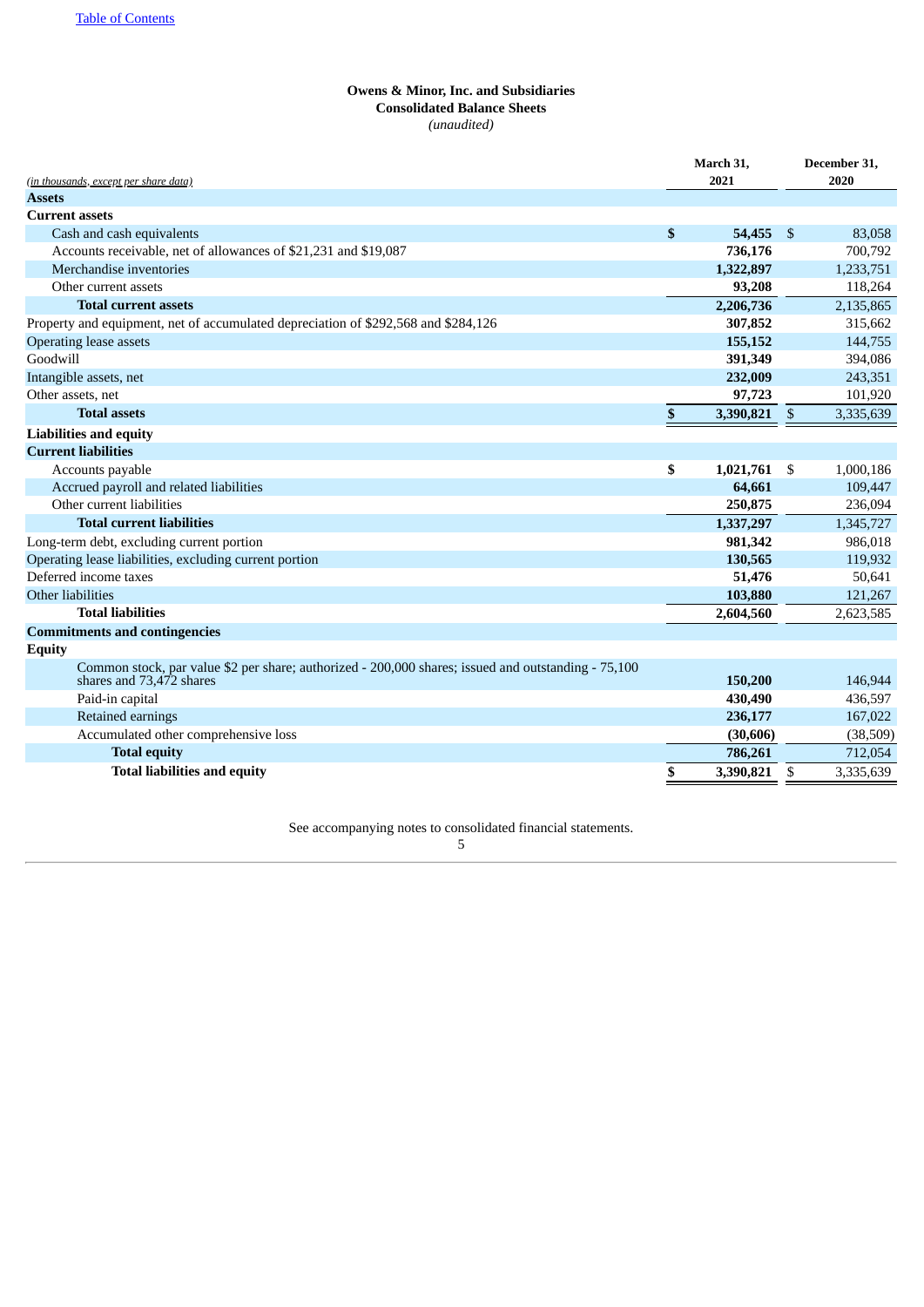Owens & Minor, Inc. and Subsidiaries

Consolidated Balance Sheets

*(unaudited)*

| *(in thousands, except per share data)* | March 31, 2021 | December 31, 2020 |
|---|---|---|
| **Assets** | | |
| **Current assets** | | |
| Cash and cash equivalents | **$ 54,455** | $ 83,058 |
| Accounts receivable, net of allowances of $21,231 and $19,087 | **736,176** | 700,792 |
| Merchandise inventories | **1,322,897** | 1,233,751 |
| Other current assets | **93,208** | 118,264 |
| **Total current assets** | **2,206,736** | 2,135,865 |
| Property and equipment, net of accumulated depreciation of $292,568 and $284,126 | **307,852** | 315,662 |
| Operating lease assets | **155,152** | 144,755 |
| Goodwill | **391,349** | 394,086 |
| Intangible assets, net | **232,009** | 243,351 |
| Other assets, net | **97,723** | 101,920 |
| **Total assets** | **$ 3,390,821** | $ 3,335,639 |
| **Liabilities and equity** | | |
| **Current liabilities** | | |
| Accounts payable | **$ 1,021,761** | $ 1,000,186 |
| Accrued payroll and related liabilities | **64,661** | 109,447 |
| Other current liabilities | **250,875** | 236,094 |
| **Total current liabilities** | **1,337,297** | 1,345,727 |
| Long-term debt, excluding current portion | **981,342** | 986,018 |
| Operating lease liabilities, excluding current portion | **130,565** | 119,932 |
| Deferred income taxes | **51,476** | 50,641 |
| Other liabilities | **103,880** | 121,267 |
| **Total liabilities** | **2,604,560** | 2,623,585 |
| **Commitments and contingencies** | | |
| **Equity** | | |
| Common stock, par value $2 per share; authorized - 200,000 shares; issued and outstanding - 75,100 shares and 73,472 shares | **150,200** | 146,944 |
| Paid-in capital | **430,490** | 436,597 |
| Retained earnings | **236,177** | 167,022 |
| Accumulated other comprehensive loss | **(30,606)** | (38,509) |
| **Total equity** | **786,261** | 712,054 |
| **Total liabilities and equity** | **$ 3,390,821** | $ 3,335,639 |

See accompanying notes to consolidated financial statements.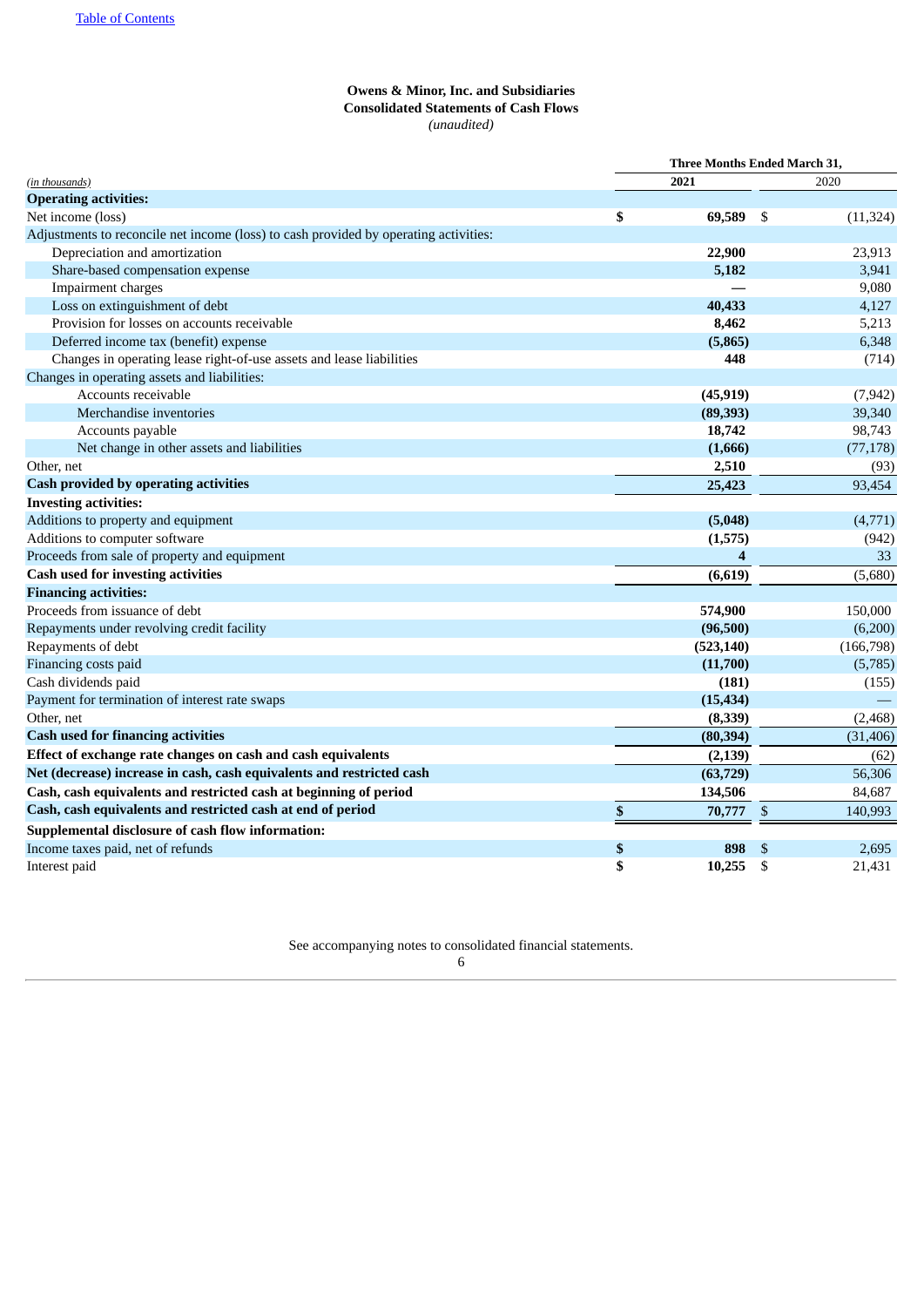**Owens & Minor, Inc. and Subsidiaries**
**Consolidated Statements of Cash Flows**
*(unaudited)*

| *(in thousands)* | Three Months Ended March 31, 2021 | 2020 |
|---|---|---|
| **Operating activities:** | | |
| Net income (loss) | **$ 69,589** | $ (11,324) |
| Adjustments to reconcile net income (loss) to cash provided by operating activities: | | |
| Depreciation and amortization | **22,900** | 23,913 |
| Share-based compensation expense | **5,182** | 3,941 |
| Impairment charges | **—** | 9,080 |
| Loss on extinguishment of debt | **40,433** | 4,127 |
| Provision for losses on accounts receivable | **8,462** | 5,213 |
| Deferred income tax (benefit) expense | **(5,865)** | 6,348 |
| Changes in operating lease right-of-use assets and lease liabilities | **448** | (714) |
| Changes in operating assets and liabilities: | | |
| Accounts receivable | **(45,919)** | (7,942) |
| Merchandise inventories | **(89,393)** | 39,340 |
| Accounts payable | **18,742** | 98,743 |
| Net change in other assets and liabilities | **(1,666)** | (77,178) |
| Other, net | **2,510** | (93) |
| **Cash provided by operating activities** | **25,423** | 93,454 |
| **Investing activities:** | | |
| Additions to property and equipment | **(5,048)** | (4,771) |
| Additions to computer software | **(1,575)** | (942) |
| Proceeds from sale of property and equipment | **4** | 33 |
| **Cash used for investing activities** | **(6,619)** | (5,680) |
| **Financing activities:** | | |
| Proceeds from issuance of debt | **574,900** | 150,000 |
| Repayments under revolving credit facility | **(96,500)** | (6,200) |
| Repayments of debt | **(523,140)** | (166,798) |
| Financing costs paid | **(11,700)** | (5,785) |
| Cash dividends paid | **(181)** | (155) |
| Payment for termination of interest rate swaps | **(15,434)** | — |
| Other, net | **(8,339)** | (2,468) |
| **Cash used for financing activities** | **(80,394)** | (31,406) |
| **Effect of exchange rate changes on cash and cash equivalents** | **(2,139)** | (62) |
| **Net (decrease) increase in cash, cash equivalents and restricted cash** | **(63,729)** | 56,306 |
| **Cash, cash equivalents and restricted cash at beginning of period** | **134,506** | 84,687 |
| **Cash, cash equivalents and restricted cash at end of period** | **$ 70,777** | $ 140,993 |
| **Supplemental disclosure of cash flow information:** | | |
| Income taxes paid, net of refunds | **$ 898** | $ 2,695 |
| Interest paid | **$ 10,255** | $ 21,431 |

See accompanying notes to consolidated financial statements.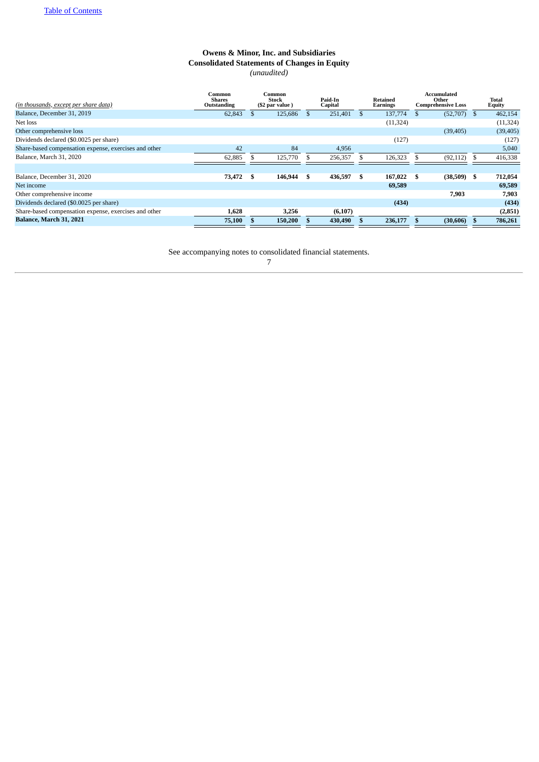[Table of Contents]

# Owens & Minor, Inc. and Subsidiaries
## Consolidated Statements of Changes in Equity
*(unaudited)*

| *(in thousands, except per share data)* | Common Shares Outstanding | Common Stock ($2 par value ) | Paid-In Capital | Retained Earnings | Accumulated Other Comprehensive Loss | Total Equity |
|---|---|---|---|---|---|---|
| Balance, December 31, 2019 | 62,843 | $ 125,686 | $ 251,401 | $ 137,774 | $ (52,707) | $ 462,154 |
| Net loss | | | | (11,324) | | (11,324) |
| Other comprehensive loss | | | | | (39,405) | (39,405) |
| Dividends declared ($0.0025 per share) | | | | (127) | | (127) |
| Share-based compensation expense, exercises and other | 42 | 84 | 4,956 | | | 5,040 |
| Balance, March 31, 2020 | 62,885 | $ 125,770 | $ 256,357 | $ 126,323 | $ (92,112) | $ 416,338 |
| | | | | | | |
| Balance, December 31, 2020 | **73,472** | **$ 146,944** | **$ 436,597** | **$ 167,022** | **$ (38,509)** | **$ 712,054** |
| Net income | | | | **69,589** | | **69,589** |
| Other comprehensive income | | | | | **7,903** | **7,903** |
| Dividends declared ($0.0025 per share) | | | | **(434)** | | **(434)** |
| Share-based compensation expense, exercises and other | **1,628** | **3,256** | **(6,107)** | | | **(2,851)** |
| **Balance, March 31, 2021** | **75,100** | **$ 150,200** | **$ 430,490** | **$ 236,177** | **$ (30,606)** | **$ 786,261** |

See accompanying notes to consolidated financial statements.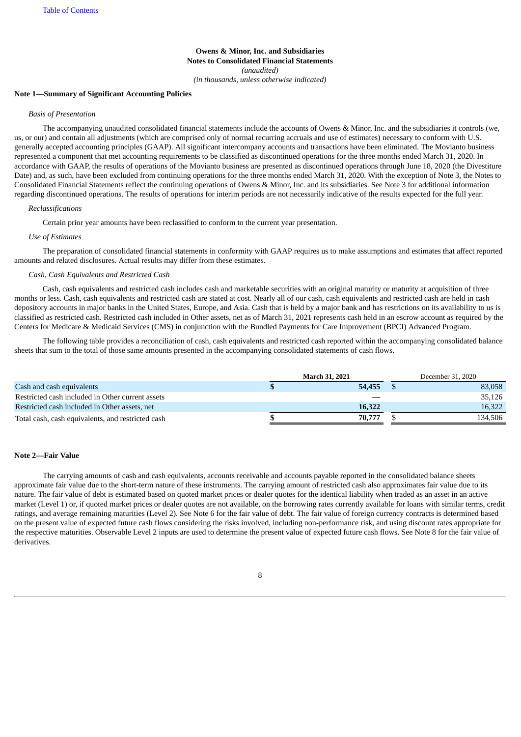**Owens & Minor, Inc. and Subsidiaries**
**Notes to Consolidated Financial Statements**
*(unaudited)*
*(in thousands, unless otherwise indicated)*

**Note 1—Summary of Significant Accounting Policies**

*Basis of Presentation*

The accompanying unaudited consolidated financial statements include the accounts of Owens & Minor, Inc. and the subsidiaries it controls (we, us, or our) and contain all adjustments (which are comprised only of normal recurring accruals and use of estimates) necessary to conform with U.S. generally accepted accounting principles (GAAP). All significant intercompany accounts and transactions have been eliminated. The Movianto business represented a component that met accounting requirements to be classified as discontinued operations for the three months ended March 31, 2020. In accordance with GAAP, the results of operations of the Movianto business are presented as discontinued operations through June 18, 2020 (the Divestiture Date) and, as such, have been excluded from continuing operations for the three months ended March 31, 2020. With the exception of Note 3, the Notes to Consolidated Financial Statements reflect the continuing operations of Owens & Minor, Inc. and its subsidiaries. See Note 3 for additional information regarding discontinued operations. The results of operations for interim periods are not necessarily indicative of the results expected for the full year.

*Reclassifications*

Certain prior year amounts have been reclassified to conform to the current year presentation.

*Use of Estimates*

The preparation of consolidated financial statements in conformity with GAAP requires us to make assumptions and estimates that affect reported amounts and related disclosures. Actual results may differ from these estimates.

*Cash, Cash Equivalents and Restricted Cash*

Cash, cash equivalents and restricted cash includes cash and marketable securities with an original maturity or maturity at acquisition of three months or less. Cash, cash equivalents and restricted cash are stated at cost. Nearly all of our cash, cash equivalents and restricted cash are held in cash depository accounts in major banks in the United States, Europe, and Asia. Cash that is held by a major bank and has restrictions on its availability to us is classified as restricted cash. Restricted cash included in Other assets, net as of March 31, 2021 represents cash held in an escrow account as required by the Centers for Medicare & Medicaid Services (CMS) in conjunction with the Bundled Payments for Care Improvement (BPCI) Advanced Program.

The following table provides a reconciliation of cash, cash equivalents and restricted cash reported within the accompanying consolidated balance sheets that sum to the total of those same amounts presented in the accompanying consolidated statements of cash flows.

| | **March 31, 2021** | December 31, 2020 |
|---|---|---|
| Cash and cash equivalents | **$ 54,455** | $ 83,058 |
| Restricted cash included in Other current assets | **—** | 35,126 |
| Restricted cash included in Other assets, net | **16,322** | 16,322 |
| Total cash, cash equivalents, and restricted cash | **$ 70,777** | $ 134,506 |

**Note 2—Fair Value**

The carrying amounts of cash and cash equivalents, accounts receivable and accounts payable reported in the consolidated balance sheets approximate fair value due to the short-term nature of these instruments. The carrying amount of restricted cash also approximates fair value due to its nature. The fair value of debt is estimated based on quoted market prices or dealer quotes for the identical liability when traded as an asset in an active market (Level 1) or, if quoted market prices or dealer quotes are not available, on the borrowing rates currently available for loans with similar terms, credit ratings, and average remaining maturities (Level 2). See Note 6 for the fair value of debt. The fair value of foreign currency contracts is determined based on the present value of expected future cash flows considering the risks involved, including non-performance risk, and using discount rates appropriate for the respective maturities. Observable Level 2 inputs are used to determine the present value of expected future cash flows. See Note 8 for the fair value of derivatives.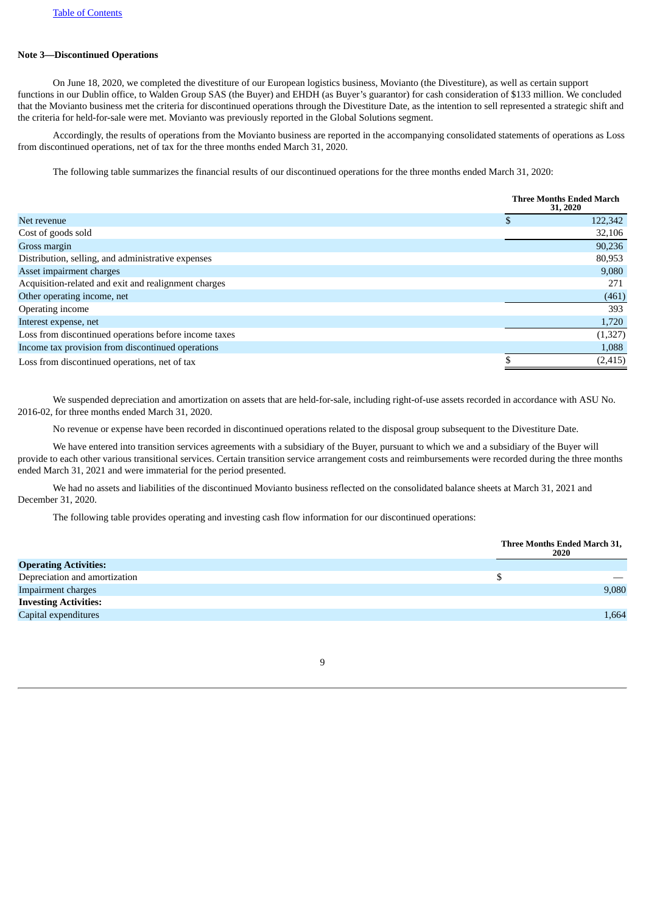**Note 3—Discontinued Operations**

On June 18, 2020, we completed the divestiture of our European logistics business, Movianto (the Divestiture), as well as certain support functions in our Dublin office, to Walden Group SAS (the Buyer) and EHDH (as Buyer's guarantor) for cash consideration of $133 million. We concluded that the Movianto business met the criteria for discontinued operations through the Divestiture Date, as the intention to sell represented a strategic shift and the criteria for held-for-sale were met. Movianto was previously reported in the Global Solutions segment.

Accordingly, the results of operations from the Movianto business are reported in the accompanying consolidated statements of operations as Loss from discontinued operations, net of tax for the three months ended March 31, 2020.

The following table summarizes the financial results of our discontinued operations for the three months ended March 31, 2020:

| | Three Months Ended March 31, 2020 |
|---|---|
| Net revenue | $ 122,342 |
| Cost of goods sold | 32,106 |
| Gross margin | 90,236 |
| Distribution, selling, and administrative expenses | 80,953 |
| Asset impairment charges | 9,080 |
| Acquisition-related and exit and realignment charges | 271 |
| Other operating income, net | (461) |
| Operating income | 393 |
| Interest expense, net | 1,720 |
| Loss from discontinued operations before income taxes | (1,327) |
| Income tax provision from discontinued operations | 1,088 |
| Loss from discontinued operations, net of tax | $ (2,415) |

We suspended depreciation and amortization on assets that are held-for-sale, including right-of-use assets recorded in accordance with ASU No. 2016-02, for three months ended March 31, 2020.

No revenue or expense have been recorded in discontinued operations related to the disposal group subsequent to the Divestiture Date.

We have entered into transition services agreements with a subsidiary of the Buyer, pursuant to which we and a subsidiary of the Buyer will provide to each other various transitional services. Certain transition service arrangement costs and reimbursements were recorded during the three months ended March 31, 2021 and were immaterial for the period presented.

We had no assets and liabilities of the discontinued Movianto business reflected on the consolidated balance sheets at March 31, 2021 and December 31, 2020.

The following table provides operating and investing cash flow information for our discontinued operations:

| | Three Months Ended March 31, 2020 |
|---|---|
| **Operating Activities:** | |
| Depreciation and amortization | $ — |
| Impairment charges | 9,080 |
| **Investing Activities:** | |
| Capital expenditures | 1,664 |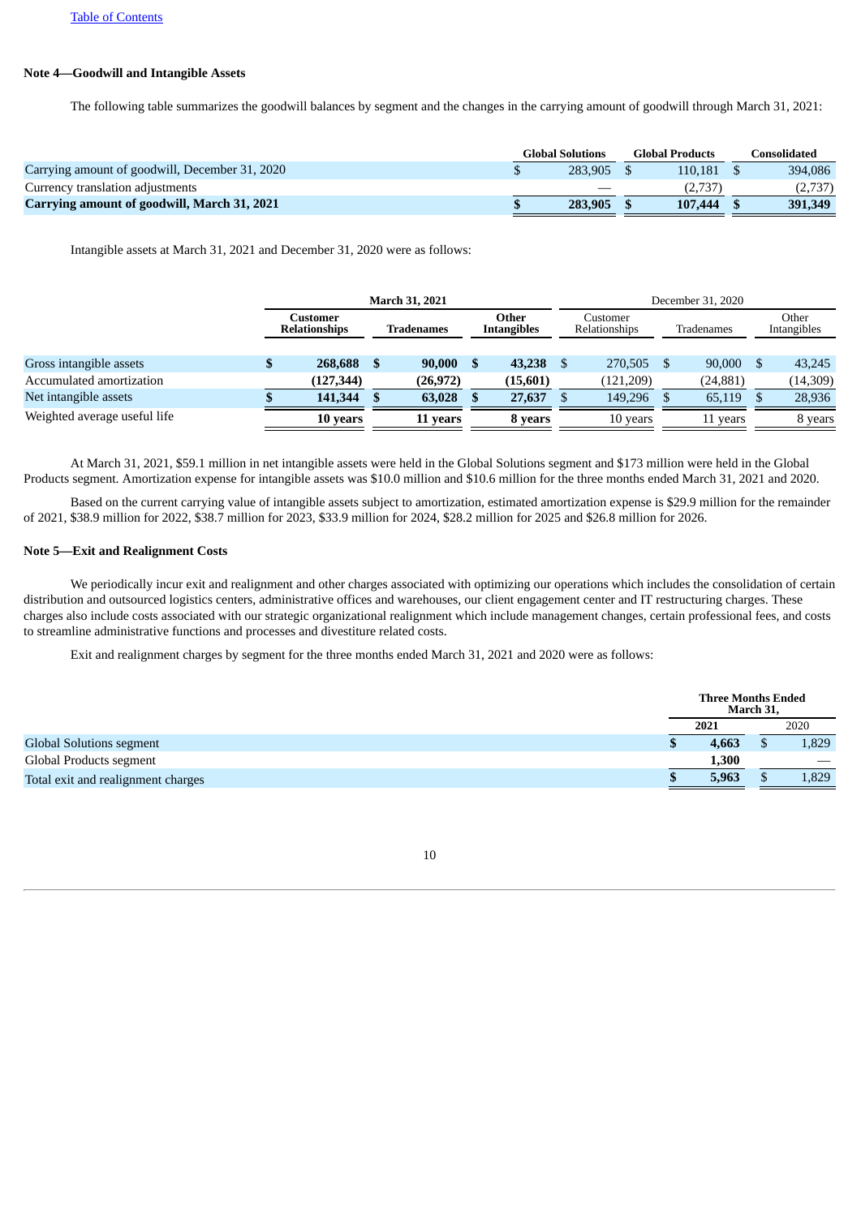Table of Contents

**Note 4—Goodwill and Intangible Assets**

The following table summarizes the goodwill balances by segment and the changes in the carrying amount of goodwill through March 31, 2021:

| | Global Solutions | Global Products | Consolidated |
|---|---|---|---|
| Carrying amount of goodwill, December 31, 2020 | $ 283,905 | $ 110,181 | $ 394,086 |
| Currency translation adjustments | — | (2,737) | (2,737) |
| **Carrying amount of goodwill, March 31, 2021** | **$ 283,905** | **$ 107,444** | **$ 391,349** |

Intangible assets at March 31, 2021 and December 31, 2020 were as follows:

| | March 31, 2021 | | | December 31, 2020 | | |
|---|---|---|---|---|---|---|
| | Customer Relationships | Tradenames | Other Intangibles | Customer Relationships | Tradenames | Other Intangibles |
| Gross intangible assets | **$ 268,688** | **$ 90,000** | **$ 43,238** | $ 270,505 | $ 90,000 | $ 43,245 |
| Accumulated amortization | **(127,344)** | **(26,972)** | **(15,601)** | (121,209) | (24,881) | (14,309) |
| Net intangible assets | **$ 141,344** | **$ 63,028** | **$ 27,637** | $ 149,296 | $ 65,119 | $ 28,936 |
| Weighted average useful life | **10 years** | **11 years** | **8 years** | 10 years | 11 years | 8 years |

At March 31, 2021, $59.1 million in net intangible assets were held in the Global Solutions segment and $173 million were held in the Global Products segment. Amortization expense for intangible assets was $10.0 million and $10.6 million for the three months ended March 31, 2021 and 2020.

Based on the current carrying value of intangible assets subject to amortization, estimated amortization expense is $29.9 million for the remainder of 2021, $38.9 million for 2022, $38.7 million for 2023, $33.9 million for 2024, $28.2 million for 2025 and $26.8 million for 2026.

**Note 5—Exit and Realignment Costs**

We periodically incur exit and realignment and other charges associated with optimizing our operations which includes the consolidation of certain distribution and outsourced logistics centers, administrative offices and warehouses, our client engagement center and IT restructuring charges. These charges also include costs associated with our strategic organizational realignment which include management changes, certain professional fees, and costs to streamline administrative functions and processes and divestiture related costs.

Exit and realignment charges by segment for the three months ended March 31, 2021 and 2020 were as follows:

| | Three Months Ended March 31, | |
|---|---|---|
| | **2021** | 2020 |
| Global Solutions segment | **$ 4,663** | $ 1,829 |
| Global Products segment | **1,300** | — |
| Total exit and realignment charges | **$ 5,963** | $ 1,829 |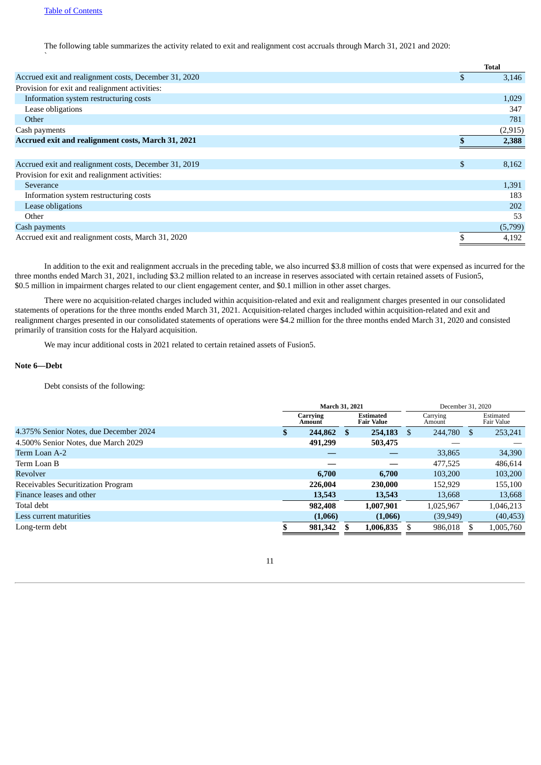The following table summarizes the activity related to exit and realignment cost accruals through March 31, 2021 and 2020:

| | | Total |
|---|---|---|
| Accrued exit and realignment costs, December 31, 2020 | $ | 3,146 |
| Provision for exit and realignment activities: | | |
| Information system restructuring costs | | 1,029 |
| Lease obligations | | 347 |
| Other | | 781 |
| Cash payments | | (2,915) |
| **Accrued exit and realignment costs, March 31, 2021** | **$** | **2,388** |
| | | |
| Accrued exit and realignment costs, December 31, 2019 | $ | 8,162 |
| Provision for exit and realignment activities: | | |
| Severance | | 1,391 |
| Information system restructuring costs | | 183 |
| Lease obligations | | 202 |
| Other | | 53 |
| Cash payments | | (5,799) |
| Accrued exit and realignment costs, March 31, 2020 | $ | 4,192 |

In addition to the exit and realignment accruals in the preceding table, we also incurred $3.8 million of costs that were expensed as incurred for the three months ended March 31, 2021, including $3.2 million related to an increase in reserves associated with certain retained assets of Fusion5, $0.5 million in impairment charges related to our client engagement center, and $0.1 million in other asset charges.

There were no acquisition-related charges included within acquisition-related and exit and realignment charges presented in our consolidated statements of operations for the three months ended March 31, 2021. Acquisition-related charges included within acquisition-related and exit and realignment charges presented in our consolidated statements of operations were $4.2 million for the three months ended March 31, 2020 and consisted primarily of transition costs for the Halyard acquisition.

We may incur additional costs in 2021 related to certain retained assets of Fusion5.

**Note 6—Debt**

Debt consists of the following:

| | March 31, 2021 | | December 31, 2020 | |
|---|---|---|---|---|
| | Carrying Amount | Estimated Fair Value | Carrying Amount | Estimated Fair Value |
| 4.375% Senior Notes, due December 2024 | **$ 244,862** | **$ 254,183** | $ 244,780 | $ 253,241 |
| 4.500% Senior Notes, due March 2029 | **491,299** | **503,475** | — | — |
| Term Loan A-2 | **—** | **—** | 33,865 | 34,390 |
| Term Loan B | **—** | **—** | 477,525 | 486,614 |
| Revolver | **6,700** | **6,700** | 103,200 | 103,200 |
| Receivables Securitization Program | **226,004** | **230,000** | 152,929 | 155,100 |
| Finance leases and other | **13,543** | **13,543** | 13,668 | 13,668 |
| Total debt | **982,408** | **1,007,901** | 1,025,967 | 1,046,213 |
| Less current maturities | **(1,066)** | **(1,066)** | (39,949) | (40,453) |
| Long-term debt | **$ 981,342** | **$ 1,006,835** | $ 986,018 | $ 1,005,760 |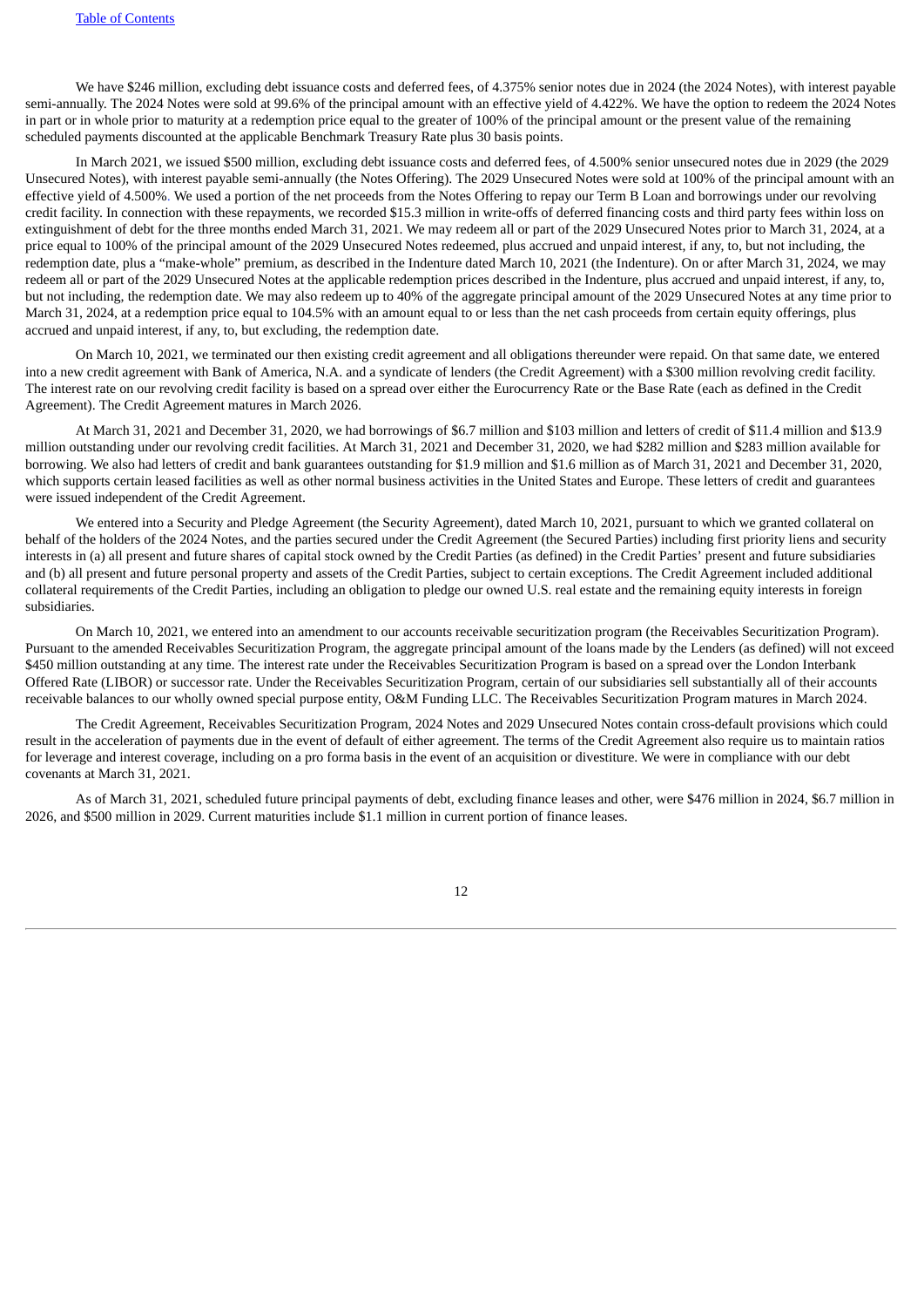We have $246 million, excluding debt issuance costs and deferred fees, of 4.375% senior notes due in 2024 (the 2024 Notes), with interest payable semi-annually. The 2024 Notes were sold at 99.6% of the principal amount with an effective yield of 4.422%. We have the option to redeem the 2024 Notes in part or in whole prior to maturity at a redemption price equal to the greater of 100% of the principal amount or the present value of the remaining scheduled payments discounted at the applicable Benchmark Treasury Rate plus 30 basis points.

In March 2021, we issued $500 million, excluding debt issuance costs and deferred fees, of 4.500% senior unsecured notes due in 2029 (the 2029 Unsecured Notes), with interest payable semi-annually (the Notes Offering). The 2029 Unsecured Notes were sold at 100% of the principal amount with an effective yield of 4.500%. We used a portion of the net proceeds from the Notes Offering to repay our Term B Loan and borrowings under our revolving credit facility. In connection with these repayments, we recorded $15.3 million in write-offs of deferred financing costs and third party fees within loss on extinguishment of debt for the three months ended March 31, 2021. We may redeem all or part of the 2029 Unsecured Notes prior to March 31, 2024, at a price equal to 100% of the principal amount of the 2029 Unsecured Notes redeemed, plus accrued and unpaid interest, if any, to, but not including, the redemption date, plus a "make-whole" premium, as described in the Indenture dated March 10, 2021 (the Indenture). On or after March 31, 2024, we may redeem all or part of the 2029 Unsecured Notes at the applicable redemption prices described in the Indenture, plus accrued and unpaid interest, if any, to, but not including, the redemption date. We may also redeem up to 40% of the aggregate principal amount of the 2029 Unsecured Notes at any time prior to March 31, 2024, at a redemption price equal to 104.5% with an amount equal to or less than the net cash proceeds from certain equity offerings, plus accrued and unpaid interest, if any, to, but excluding, the redemption date.

On March 10, 2021, we terminated our then existing credit agreement and all obligations thereunder were repaid. On that same date, we entered into a new credit agreement with Bank of America, N.A. and a syndicate of lenders (the Credit Agreement) with a $300 million revolving credit facility. The interest rate on our revolving credit facility is based on a spread over either the Eurocurrency Rate or the Base Rate (each as defined in the Credit Agreement). The Credit Agreement matures in March 2026.

At March 31, 2021 and December 31, 2020, we had borrowings of $6.7 million and $103 million and letters of credit of $11.4 million and $13.9 million outstanding under our revolving credit facilities. At March 31, 2021 and December 31, 2020, we had $282 million and $283 million available for borrowing. We also had letters of credit and bank guarantees outstanding for $1.9 million and $1.6 million as of March 31, 2021 and December 31, 2020, which supports certain leased facilities as well as other normal business activities in the United States and Europe. These letters of credit and guarantees were issued independent of the Credit Agreement.

We entered into a Security and Pledge Agreement (the Security Agreement), dated March 10, 2021, pursuant to which we granted collateral on behalf of the holders of the 2024 Notes, and the parties secured under the Credit Agreement (the Secured Parties) including first priority liens and security interests in (a) all present and future shares of capital stock owned by the Credit Parties (as defined) in the Credit Parties' present and future subsidiaries and (b) all present and future personal property and assets of the Credit Parties, subject to certain exceptions. The Credit Agreement included additional collateral requirements of the Credit Parties, including an obligation to pledge our owned U.S. real estate and the remaining equity interests in foreign subsidiaries.

On March 10, 2021, we entered into an amendment to our accounts receivable securitization program (the Receivables Securitization Program). Pursuant to the amended Receivables Securitization Program, the aggregate principal amount of the loans made by the Lenders (as defined) will not exceed $450 million outstanding at any time. The interest rate under the Receivables Securitization Program is based on a spread over the London Interbank Offered Rate (LIBOR) or successor rate. Under the Receivables Securitization Program, certain of our subsidiaries sell substantially all of their accounts receivable balances to our wholly owned special purpose entity, O&M Funding LLC. The Receivables Securitization Program matures in March 2024.

The Credit Agreement, Receivables Securitization Program, 2024 Notes and 2029 Unsecured Notes contain cross-default provisions which could result in the acceleration of payments due in the event of default of either agreement. The terms of the Credit Agreement also require us to maintain ratios for leverage and interest coverage, including on a pro forma basis in the event of an acquisition or divestiture. We were in compliance with our debt covenants at March 31, 2021.

As of March 31, 2021, scheduled future principal payments of debt, excluding finance leases and other, were $476 million in 2024, $6.7 million in 2026, and $500 million in 2029. Current maturities include $1.1 million in current portion of finance leases.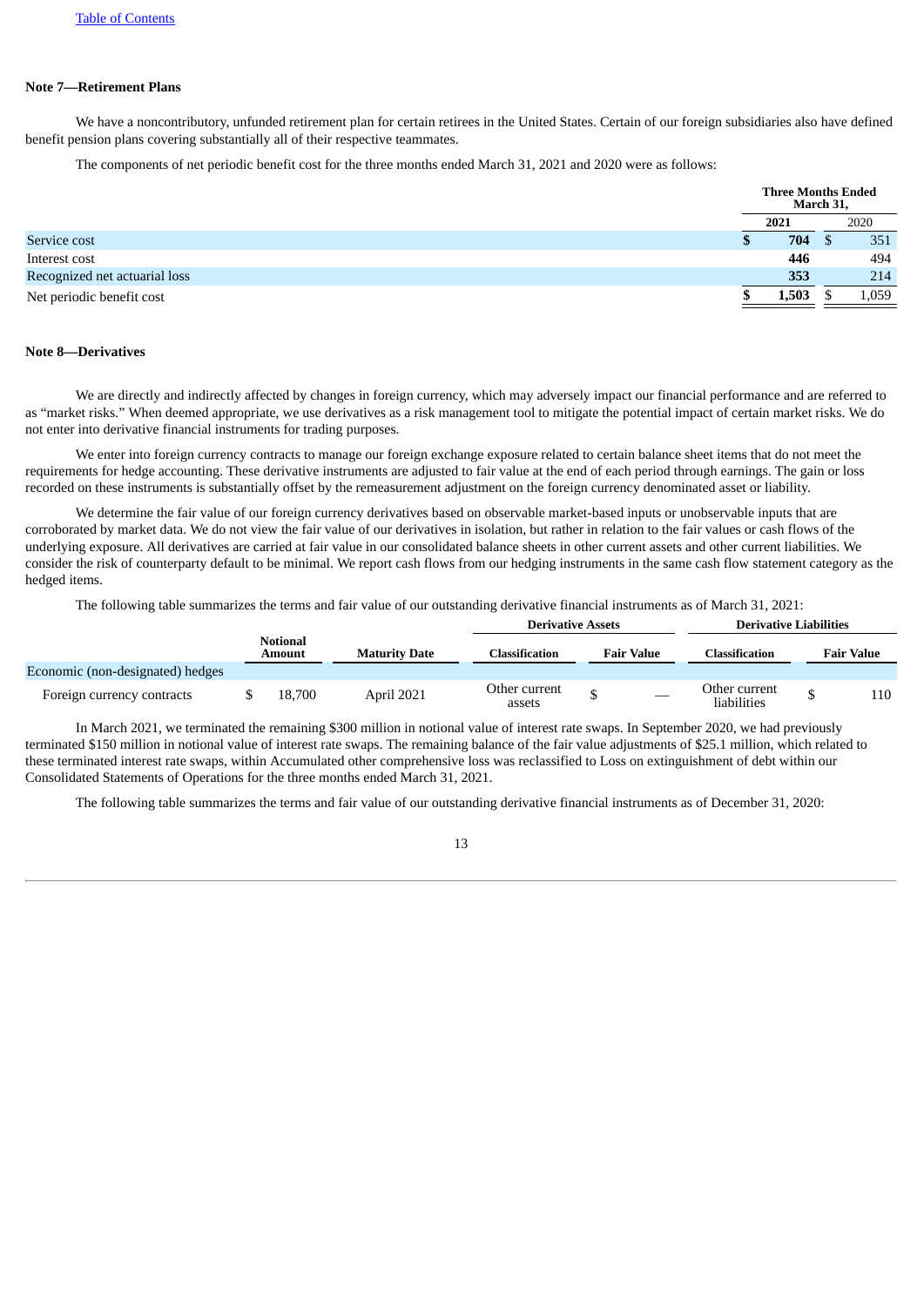[Table of Contents](#)

**Note 7—Retirement Plans**

We have a noncontributory, unfunded retirement plan for certain retirees in the United States. Certain of our foreign subsidiaries also have defined benefit pension plans covering substantially all of their respective teammates.

The components of net periodic benefit cost for the three months ended March 31, 2021 and 2020 were as follows:

| | Three Months Ended March 31, | |
|---|---|---|
| | **2021** | 2020 |
| Service cost | **$ 704** | $ 351 |
| Interest cost | **446** | 494 |
| Recognized net actuarial loss | **353** | 214 |
| Net periodic benefit cost | **$ 1,503** | $ 1,059 |

**Note 8—Derivatives**

We are directly and indirectly affected by changes in foreign currency, which may adversely impact our financial performance and are referred to as "market risks." When deemed appropriate, we use derivatives as a risk management tool to mitigate the potential impact of certain market risks. We do not enter into derivative financial instruments for trading purposes.

We enter into foreign currency contracts to manage our foreign exchange exposure related to certain balance sheet items that do not meet the requirements for hedge accounting. These derivative instruments are adjusted to fair value at the end of each period through earnings. The gain or loss recorded on these instruments is substantially offset by the remeasurement adjustment on the foreign currency denominated asset or liability.

We determine the fair value of our foreign currency derivatives based on observable market-based inputs or unobservable inputs that are corroborated by market data. We do not view the fair value of our derivatives in isolation, but rather in relation to the fair values or cash flows of the underlying exposure. All derivatives are carried at fair value in our consolidated balance sheets in other current assets and other current liabilities. We consider the risk of counterparty default to be minimal. We report cash flows from our hedging instruments in the same cash flow statement category as the hedged items.

The following table summarizes the terms and fair value of our outstanding derivative financial instruments as of March 31, 2021:

| | | | Derivative Assets | | Derivative Liabilities | |
|---|---|---|---|---|---|---|
| | Notional Amount | Maturity Date | Classification | Fair Value | Classification | Fair Value |
| Economic (non-designated) hedges | | | | | | |
| Foreign currency contracts | $ 18,700 | April 2021 | Other current assets | $ — | Other current liabilities | $ 110 |

In March 2021, we terminated the remaining $300 million in notional value of interest rate swaps. In September 2020, we had previously terminated $150 million in notional value of interest rate swaps. The remaining balance of the fair value adjustments of $25.1 million, which related to these terminated interest rate swaps, within Accumulated other comprehensive loss was reclassified to Loss on extinguishment of debt within our Consolidated Statements of Operations for the three months ended March 31, 2021.

The following table summarizes the terms and fair value of our outstanding derivative financial instruments as of December 31, 2020: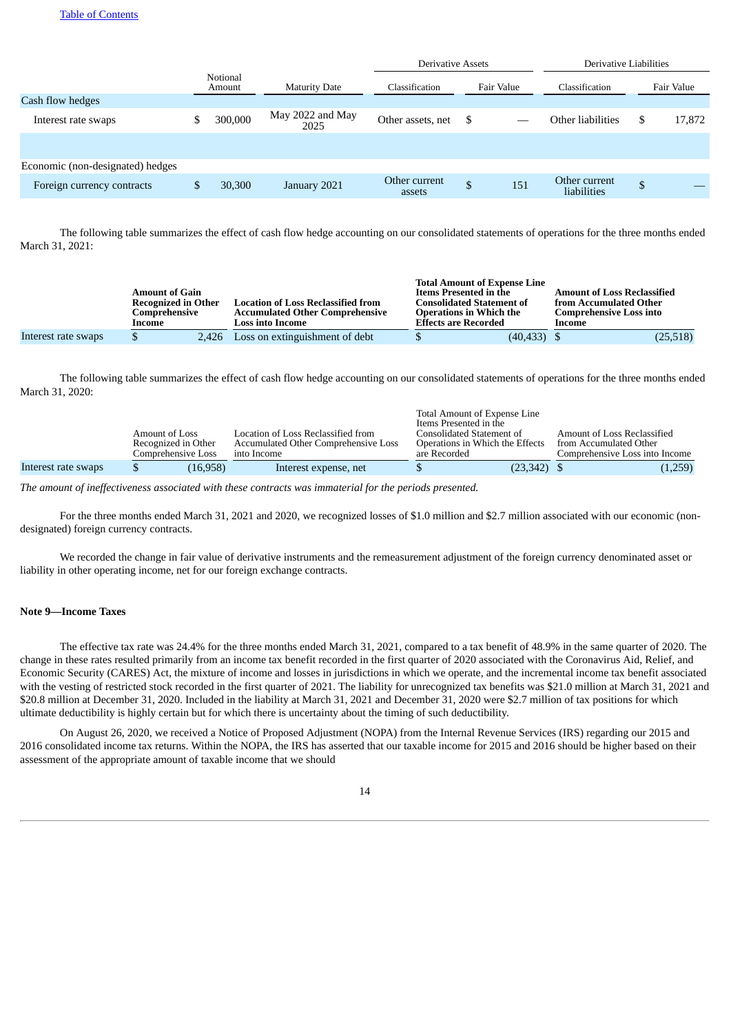| | Notional Amount | | Maturity Date | Derivative Assets | | | Derivative Liabilities | | |
|---|---|---|---|---|---|---|---|---|---|
| | | | | Classification | Fair Value | | Classification | Fair Value | |
| Cash flow hedges | | | | | | | | | |
| Interest rate swaps | $ | 300,000 | May 2022 and May 2025 | Other assets, net | $ | — | Other liabilities | $ | 17,872 |
| | | | | | | | | | |
| Economic (non-designated) hedges | | | | | | | | | |
| Foreign currency contracts | $ | 30,300 | January 2021 | Other current assets | $ | 151 | Other current liabilities | $ | — |

The following table summarizes the effect of cash flow hedge accounting on our consolidated statements of operations for the three months ended March 31, 2021:

| | **Amount of Gain Recognized in Other Comprehensive Income** | | **Location of Loss Reclassified from Accumulated Other Comprehensive Loss into Income** | **Total Amount of Expense Line Items Presented in the Consolidated Statement of Operations in Which the Effects are Recorded** | | **Amount of Loss Reclassified from Accumulated Other Comprehensive Loss into Income** | |
|---|---|---|---|---|---|---|---|
| Interest rate swaps | $ | 2,426 | Loss on extinguishment of debt | $ | (40,433) | $ | (25,518) |

The following table summarizes the effect of cash flow hedge accounting on our consolidated statements of operations for the three months ended March 31, 2020:

| | Amount of Loss Recognized in Other Comprehensive Loss | | Location of Loss Reclassified from Accumulated Other Comprehensive Loss into Income | Total Amount of Expense Line Items Presented in the Consolidated Statement of Operations in Which the Effects are Recorded | | Amount of Loss Reclassified from Accumulated Other Comprehensive Loss into Income | |
|---|---|---|---|---|---|---|---|
| Interest rate swaps | $ | (16,958) | Interest expense, net | $ | (23,342) | $ | (1,259) |

*The amount of ineffectiveness associated with these contracts was immaterial for the periods presented.*

For the three months ended March 31, 2021 and 2020, we recognized losses of $1.0 million and $2.7 million associated with our economic (non-designated) foreign currency contracts.

We recorded the change in fair value of derivative instruments and the remeasurement adjustment of the foreign currency denominated asset or liability in other operating income, net for our foreign exchange contracts.

**Note 9—Income Taxes**

The effective tax rate was 24.4% for the three months ended March 31, 2021, compared to a tax benefit of 48.9% in the same quarter of 2020. The change in these rates resulted primarily from an income tax benefit recorded in the first quarter of 2020 associated with the Coronavirus Aid, Relief, and Economic Security (CARES) Act, the mixture of income and losses in jurisdictions in which we operate, and the incremental income tax benefit associated with the vesting of restricted stock recorded in the first quarter of 2021. The liability for unrecognized tax benefits was $21.0 million at March 31, 2021 and $20.8 million at December 31, 2020. Included in the liability at March 31, 2021 and December 31, 2020 were $2.7 million of tax positions for which ultimate deductibility is highly certain but for which there is uncertainty about the timing of such deductibility.

On August 26, 2020, we received a Notice of Proposed Adjustment (NOPA) from the Internal Revenue Services (IRS) regarding our 2015 and 2016 consolidated income tax returns. Within the NOPA, the IRS has asserted that our taxable income for 2015 and 2016 should be higher based on their assessment of the appropriate amount of taxable income that we should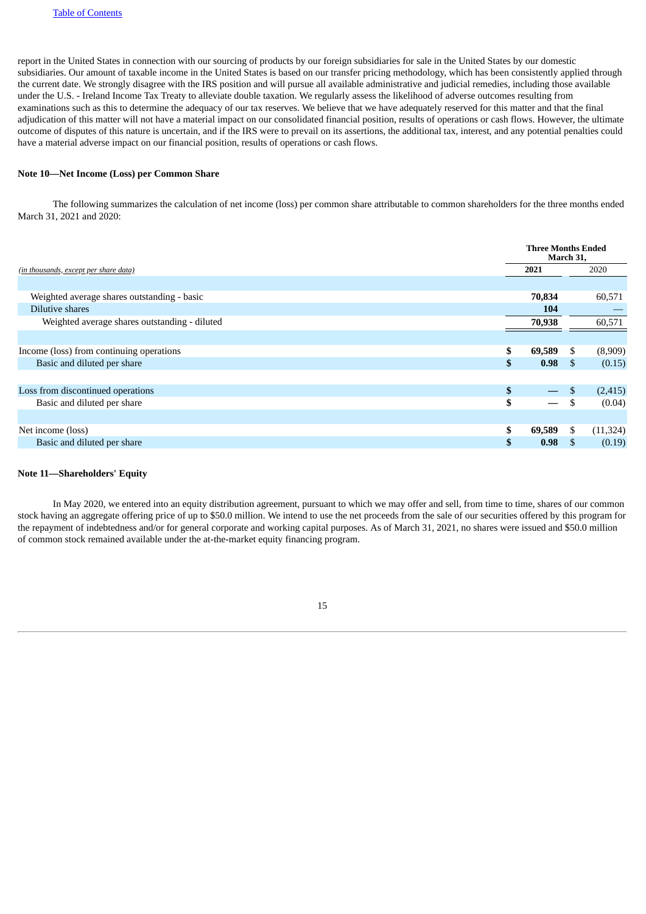report in the United States in connection with our sourcing of products by our foreign subsidiaries for sale in the United States by our domestic subsidiaries. Our amount of taxable income in the United States is based on our transfer pricing methodology, which has been consistently applied through the current date. We strongly disagree with the IRS position and will pursue all available administrative and judicial remedies, including those available under the U.S. - Ireland Income Tax Treaty to alleviate double taxation. We regularly assess the likelihood of adverse outcomes resulting from examinations such as this to determine the adequacy of our tax reserves. We believe that we have adequately reserved for this matter and that the final adjudication of this matter will not have a material impact on our consolidated financial position, results of operations or cash flows. However, the ultimate outcome of disputes of this nature is uncertain, and if the IRS were to prevail on its assertions, the additional tax, interest, and any potential penalties could have a material adverse impact on our financial position, results of operations or cash flows.

**Note 10—Net Income (Loss) per Common Share**

The following summarizes the calculation of net income (loss) per common share attributable to common shareholders for the three months ended March 31, 2021 and 2020:

| *(in thousands, except per share data)* | Three Months Ended March 31, 2021 | Three Months Ended March 31, 2020 |
|---|---|---|
| Weighted average shares outstanding - basic | **70,834** | 60,571 |
| Dilutive shares | **104** | — |
| Weighted average shares outstanding - diluted | **70,938** | 60,571 |
| | | |
| Income (loss) from continuing operations | **$ 69,589** | $ (8,909) |
| Basic and diluted per share | **$ 0.98** | $ (0.15) |
| | | |
| Loss from discontinued operations | **$ —** | $ (2,415) |
| Basic and diluted per share | **$ —** | $ (0.04) |
| | | |
| Net income (loss) | **$ 69,589** | $ (11,324) |
| Basic and diluted per share | **$ 0.98** | $ (0.19) |

**Note 11—Shareholders' Equity**

In May 2020, we entered into an equity distribution agreement, pursuant to which we may offer and sell, from time to time, shares of our common stock having an aggregate offering price of up to $50.0 million. We intend to use the net proceeds from the sale of our securities offered by this program for the repayment of indebtedness and/or for general corporate and working capital purposes. As of March 31, 2021, no shares were issued and $50.0 million of common stock remained available under the at-the-market equity financing program.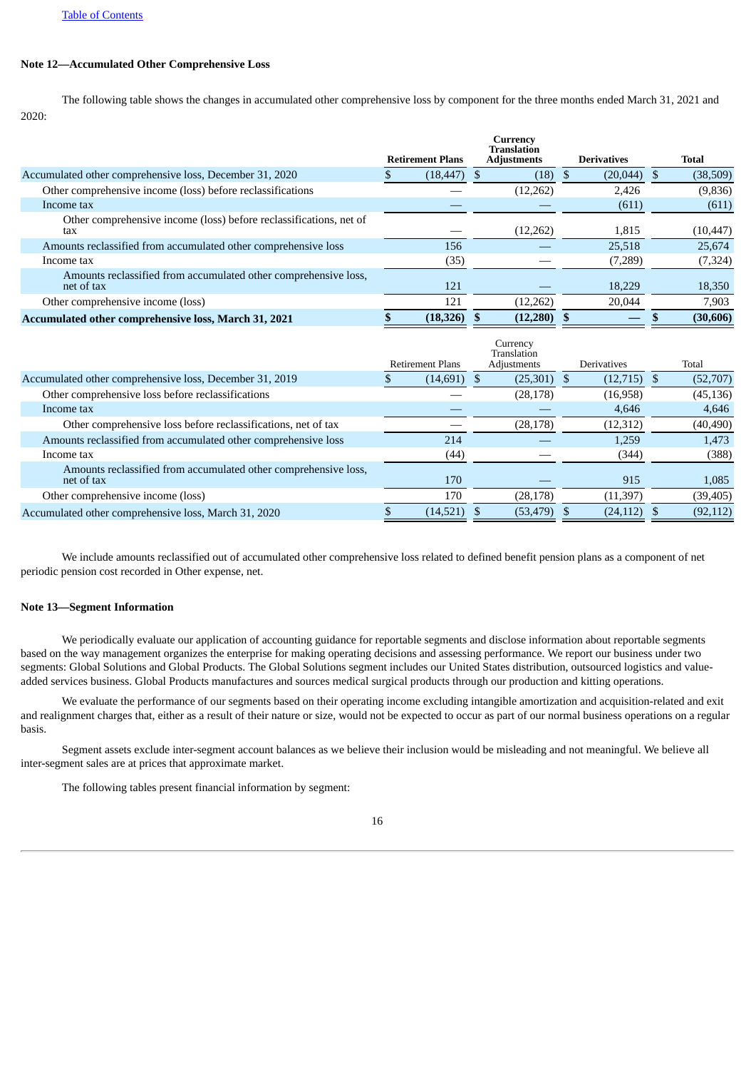### Note 12—Accumulated Other Comprehensive Loss

The following table shows the changes in accumulated other comprehensive loss by component for the three months ended March 31, 2021 and 2020:

| | Retirement Plans | Currency Translation Adjustments | Derivatives | Total |
|---|---|---|---|---|
| Accumulated other comprehensive loss, December 31, 2020 | $ (18,447) | $ (18) | $ (20,044) | $ (38,509) |
| Other comprehensive income (loss) before reclassifications | — | (12,262) | 2,426 | (9,836) |
| Income tax | — | — | (611) | (611) |
| Other comprehensive income (loss) before reclassifications, net of tax | — | (12,262) | 1,815 | (10,447) |
| Amounts reclassified from accumulated other comprehensive loss | 156 | — | 25,518 | 25,674 |
| Income tax | (35) | — | (7,289) | (7,324) |
| Amounts reclassified from accumulated other comprehensive loss, net of tax | 121 | — | 18,229 | 18,350 |
| Other comprehensive income (loss) | 121 | (12,262) | 20,044 | 7,903 |
| **Accumulated other comprehensive loss, March 31, 2021** | **$ (18,326)** | **$ (12,280)** | **$ —** | **$ (30,606)** |

| | Retirement Plans | Currency Translation Adjustments | Derivatives | Total |
|---|---|---|---|---|
| Accumulated other comprehensive loss, December 31, 2019 | $ (14,691) | $ (25,301) | $ (12,715) | $ (52,707) |
| Other comprehensive loss before reclassifications | — | (28,178) | (16,958) | (45,136) |
| Income tax | — | — | 4,646 | 4,646 |
| Other comprehensive loss before reclassifications, net of tax | — | (28,178) | (12,312) | (40,490) |
| Amounts reclassified from accumulated other comprehensive loss | 214 | — | 1,259 | 1,473 |
| Income tax | (44) | — | (344) | (388) |
| Amounts reclassified from accumulated other comprehensive loss, net of tax | 170 | — | 915 | 1,085 |
| Other comprehensive income (loss) | 170 | (28,178) | (11,397) | (39,405) |
| Accumulated other comprehensive loss, March 31, 2020 | $ (14,521) | $ (53,479) | $ (24,112) | $ (92,112) |

We include amounts reclassified out of accumulated other comprehensive loss related to defined benefit pension plans as a component of net periodic pension cost recorded in Other expense, net.

### Note 13—Segment Information

We periodically evaluate our application of accounting guidance for reportable segments and disclose information about reportable segments based on the way management organizes the enterprise for making operating decisions and assessing performance. We report our business under two segments: Global Solutions and Global Products. The Global Solutions segment includes our United States distribution, outsourced logistics and value-added services business. Global Products manufactures and sources medical surgical products through our production and kitting operations.

We evaluate the performance of our segments based on their operating income excluding intangible amortization and acquisition-related and exit and realignment charges that, either as a result of their nature or size, would not be expected to occur as part of our normal business operations on a regular basis.

Segment assets exclude inter-segment account balances as we believe their inclusion would be misleading and not meaningful. We believe all inter-segment sales are at prices that approximate market.

The following tables present financial information by segment: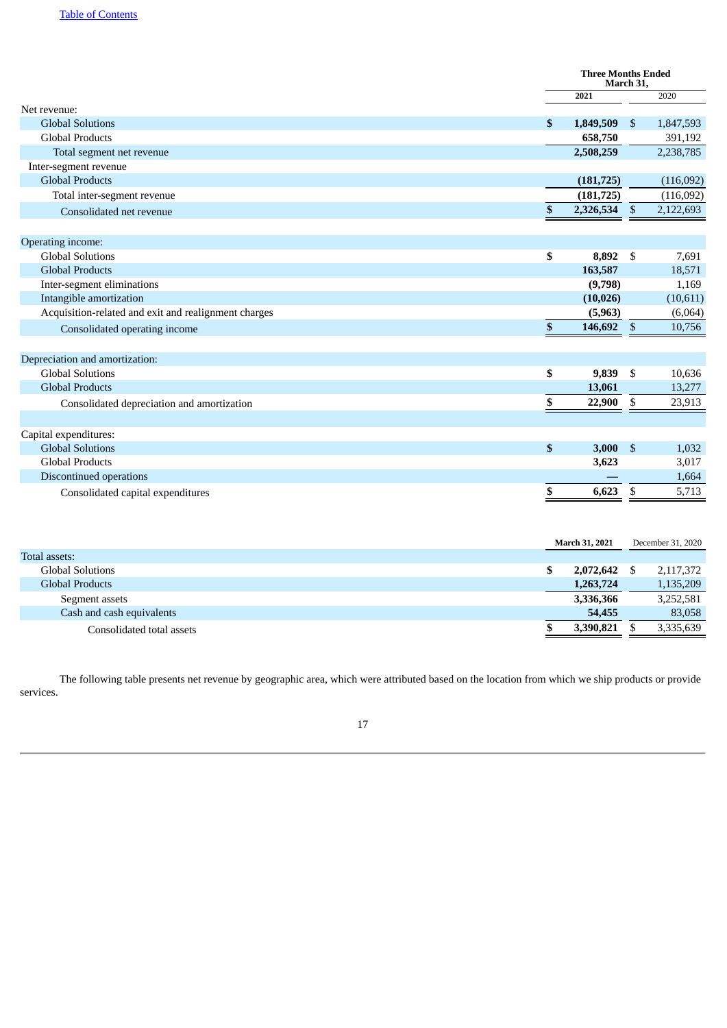| | Three Months Ended March 31, | |
|---|---|---|
| | **2021** | 2020 |
| Net revenue: | | |
| Global Solutions | **$ 1,849,509** | $ 1,847,593 |
| Global Products | **658,750** | 391,192 |
| Total segment net revenue | **2,508,259** | 2,238,785 |
| Inter-segment revenue | | |
| Global Products | **(181,725)** | (116,092) |
| Total inter-segment revenue | **(181,725)** | (116,092) |
| Consolidated net revenue | **$ 2,326,534** | $ 2,122,693 |
| | | |
| Operating income: | | |
| Global Solutions | **$ 8,892** | $ 7,691 |
| Global Products | **163,587** | 18,571 |
| Inter-segment eliminations | **(9,798)** | 1,169 |
| Intangible amortization | **(10,026)** | (10,611) |
| Acquisition-related and exit and realignment charges | **(5,963)** | (6,064) |
| Consolidated operating income | **$ 146,692** | $ 10,756 |
| | | |
| Depreciation and amortization: | | |
| Global Solutions | **$ 9,839** | $ 10,636 |
| Global Products | **13,061** | 13,277 |
| Consolidated depreciation and amortization | **$ 22,900** | $ 23,913 |
| | | |
| Capital expenditures: | | |
| Global Solutions | **$ 3,000** | $ 1,032 |
| Global Products | **3,623** | 3,017 |
| Discontinued operations | **—** | 1,664 |
| Consolidated capital expenditures | **$ 6,623** | $ 5,713 |

| | **March 31, 2021** | December 31, 2020 |
|---|---|---|
| Total assets: | | |
| Global Solutions | **$ 2,072,642** | $ 2,117,372 |
| Global Products | **1,263,724** | 1,135,209 |
| Segment assets | **3,336,366** | 3,252,581 |
| Cash and cash equivalents | **54,455** | 83,058 |
| Consolidated total assets | **$ 3,390,821** | $ 3,335,639 |

The following table presents net revenue by geographic area, which were attributed based on the location from which we ship products or provide services.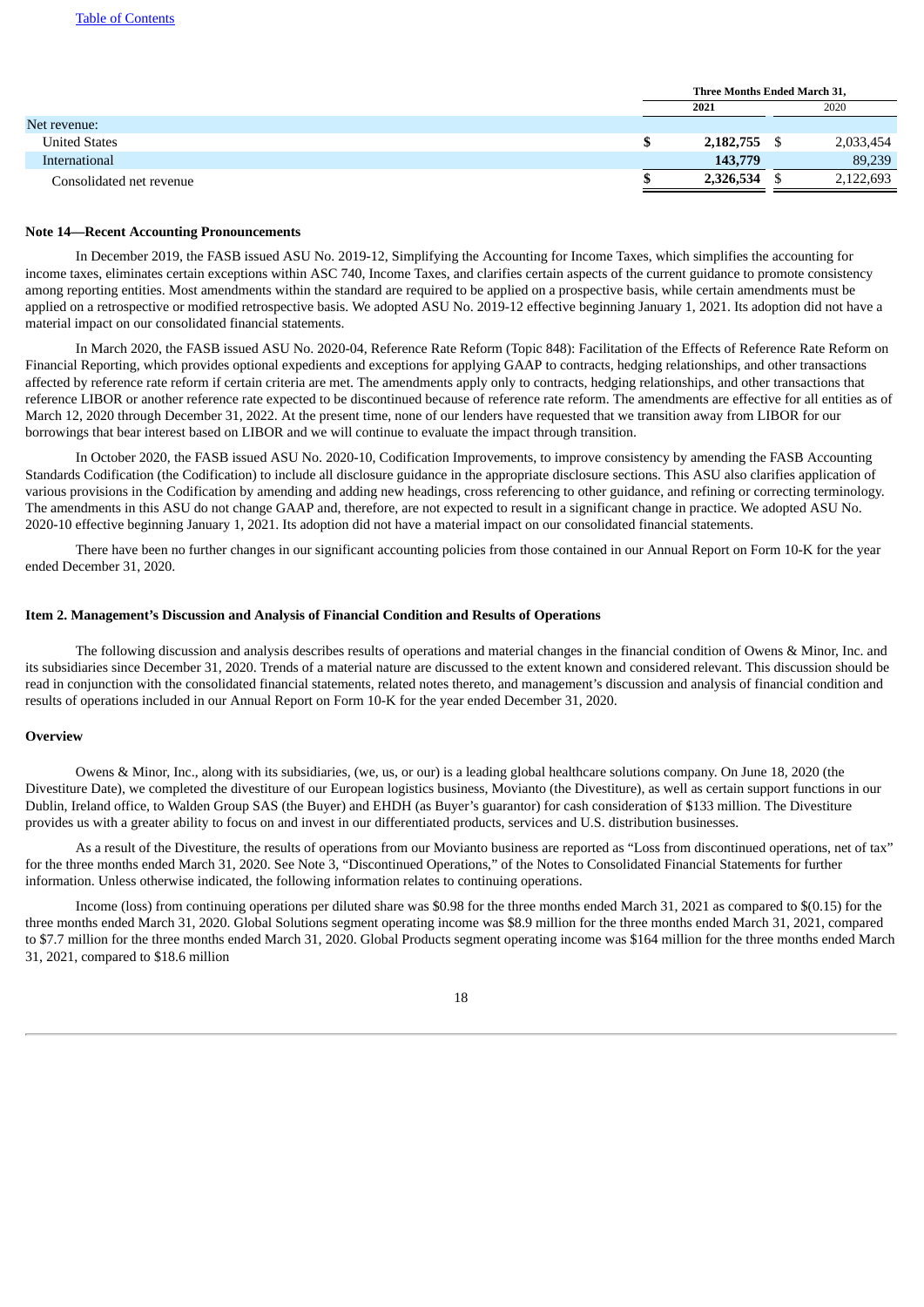| | Three Months Ended March 31, | |
|---|---|---|
| | 2021 | 2020 |
| Net revenue: | | |
| United States | $ 2,182,755 | $ 2,033,454 |
| International | 143,779 | 89,239 |
| Consolidated net revenue | $ 2,326,534 | $ 2,122,693 |

**Note 14—Recent Accounting Pronouncements**

In December 2019, the FASB issued ASU No. 2019-12, Simplifying the Accounting for Income Taxes, which simplifies the accounting for income taxes, eliminates certain exceptions within ASC 740, Income Taxes, and clarifies certain aspects of the current guidance to promote consistency among reporting entities. Most amendments within the standard are required to be applied on a prospective basis, while certain amendments must be applied on a retrospective or modified retrospective basis. We adopted ASU No. 2019-12 effective beginning January 1, 2021. Its adoption did not have a material impact on our consolidated financial statements.

In March 2020, the FASB issued ASU No. 2020-04, Reference Rate Reform (Topic 848): Facilitation of the Effects of Reference Rate Reform on Financial Reporting, which provides optional expedients and exceptions for applying GAAP to contracts, hedging relationships, and other transactions affected by reference rate reform if certain criteria are met. The amendments apply only to contracts, hedging relationships, and other transactions that reference LIBOR or another reference rate expected to be discontinued because of reference rate reform. The amendments are effective for all entities as of March 12, 2020 through December 31, 2022. At the present time, none of our lenders have requested that we transition away from LIBOR for our borrowings that bear interest based on LIBOR and we will continue to evaluate the impact through transition.

In October 2020, the FASB issued ASU No. 2020-10, Codification Improvements, to improve consistency by amending the FASB Accounting Standards Codification (the Codification) to include all disclosure guidance in the appropriate disclosure sections. This ASU also clarifies application of various provisions in the Codification by amending and adding new headings, cross referencing to other guidance, and refining or correcting terminology. The amendments in this ASU do not change GAAP and, therefore, are not expected to result in a significant change in practice. We adopted ASU No. 2020-10 effective beginning January 1, 2021. Its adoption did not have a material impact on our consolidated financial statements.

There have been no further changes in our significant accounting policies from those contained in our Annual Report on Form 10-K for the year ended December 31, 2020.

**Item 2. Management's Discussion and Analysis of Financial Condition and Results of Operations**

The following discussion and analysis describes results of operations and material changes in the financial condition of Owens & Minor, Inc. and its subsidiaries since December 31, 2020. Trends of a material nature are discussed to the extent known and considered relevant. This discussion should be read in conjunction with the consolidated financial statements, related notes thereto, and management's discussion and analysis of financial condition and results of operations included in our Annual Report on Form 10-K for the year ended December 31, 2020.

**Overview**

Owens & Minor, Inc., along with its subsidiaries, (we, us, or our) is a leading global healthcare solutions company. On June 18, 2020 (the Divestiture Date), we completed the divestiture of our European logistics business, Movianto (the Divestiture), as well as certain support functions in our Dublin, Ireland office, to Walden Group SAS (the Buyer) and EHDH (as Buyer's guarantor) for cash consideration of $133 million. The Divestiture provides us with a greater ability to focus on and invest in our differentiated products, services and U.S. distribution businesses.

As a result of the Divestiture, the results of operations from our Movianto business are reported as "Loss from discontinued operations, net of tax" for the three months ended March 31, 2020. See Note 3, "Discontinued Operations," of the Notes to Consolidated Financial Statements for further information. Unless otherwise indicated, the following information relates to continuing operations.

Income (loss) from continuing operations per diluted share was $0.98 for the three months ended March 31, 2021 as compared to $(0.15) for the three months ended March 31, 2020. Global Solutions segment operating income was $8.9 million for the three months ended March 31, 2021, compared to $7.7 million for the three months ended March 31, 2020. Global Products segment operating income was $164 million for the three months ended March 31, 2021, compared to $18.6 million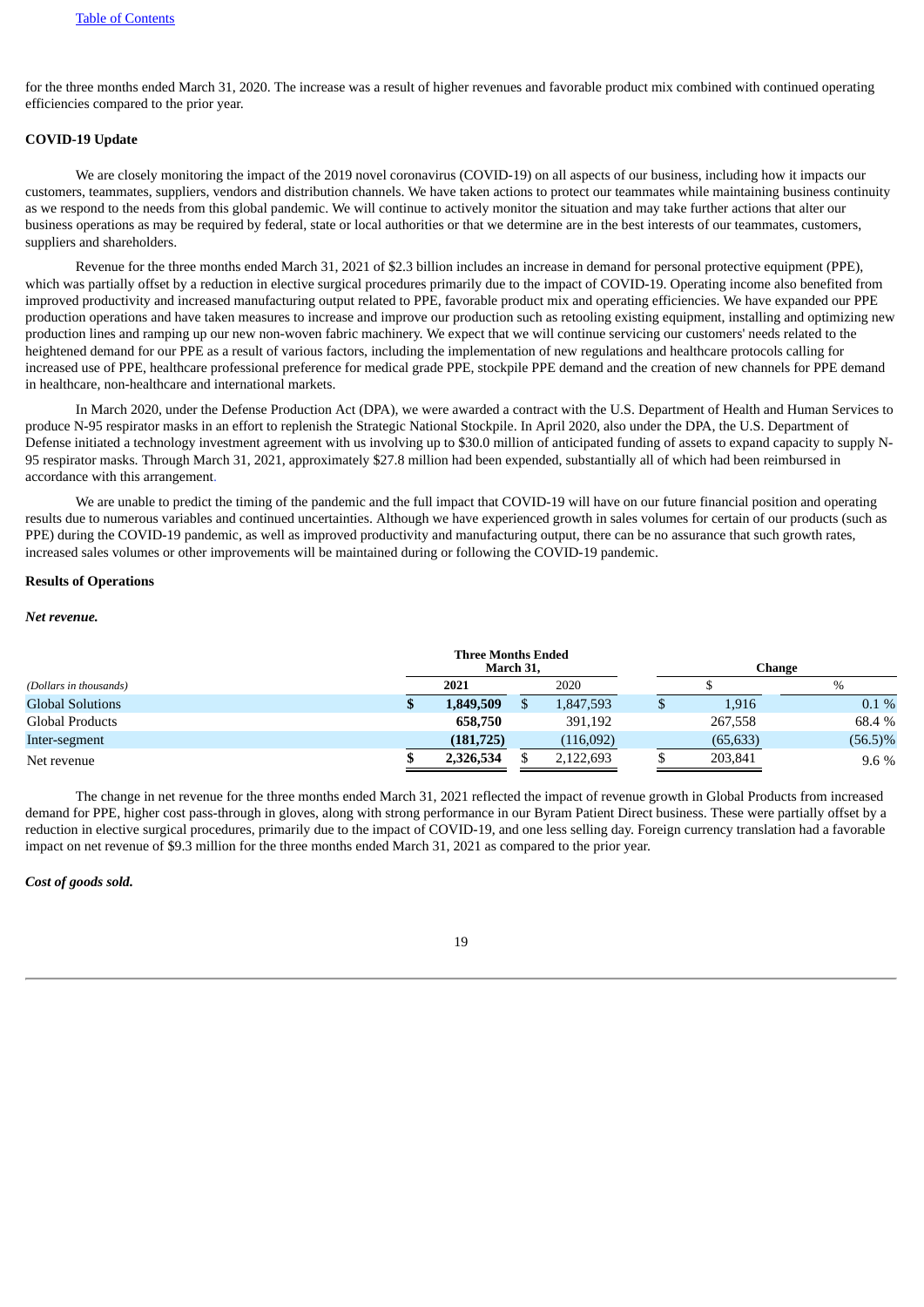for the three months ended March 31, 2020. The increase was a result of higher revenues and favorable product mix combined with continued operating efficiencies compared to the prior year.

**COVID-19 Update**

We are closely monitoring the impact of the 2019 novel coronavirus (COVID-19) on all aspects of our business, including how it impacts our customers, teammates, suppliers, vendors and distribution channels. We have taken actions to protect our teammates while maintaining business continuity as we respond to the needs from this global pandemic. We will continue to actively monitor the situation and may take further actions that alter our business operations as may be required by federal, state or local authorities or that we determine are in the best interests of our teammates, customers, suppliers and shareholders.

Revenue for the three months ended March 31, 2021 of $2.3 billion includes an increase in demand for personal protective equipment (PPE), which was partially offset by a reduction in elective surgical procedures primarily due to the impact of COVID-19. Operating income also benefited from improved productivity and increased manufacturing output related to PPE, favorable product mix and operating efficiencies. We have expanded our PPE production operations and have taken measures to increase and improve our production such as retooling existing equipment, installing and optimizing new production lines and ramping up our new non-woven fabric machinery. We expect that we will continue servicing our customers' needs related to the heightened demand for our PPE as a result of various factors, including the implementation of new regulations and healthcare protocols calling for increased use of PPE, healthcare professional preference for medical grade PPE, stockpile PPE demand and the creation of new channels for PPE demand in healthcare, non-healthcare and international markets.

In March 2020, under the Defense Production Act (DPA), we were awarded a contract with the U.S. Department of Health and Human Services to produce N-95 respirator masks in an effort to replenish the Strategic National Stockpile. In April 2020, also under the DPA, the U.S. Department of Defense initiated a technology investment agreement with us involving up to $30.0 million of anticipated funding of assets to expand capacity to supply N-95 respirator masks. Through March 31, 2021, approximately $27.8 million had been expended, substantially all of which had been reimbursed in accordance with this arrangement.

We are unable to predict the timing of the pandemic and the full impact that COVID-19 will have on our future financial position and operating results due to numerous variables and continued uncertainties. Although we have experienced growth in sales volumes for certain of our products (such as PPE) during the COVID-19 pandemic, as well as improved productivity and manufacturing output, there can be no assurance that such growth rates, increased sales volumes or other improvements will be maintained during or following the COVID-19 pandemic.

**Results of Operations**

***Net revenue.***

| | Three Months Ended March 31, | | Change | |
|---|---|---|---|---|
| *(Dollars in thousands)* | **2021** | 2020 | $ | % |
| Global Solutions | **$ 1,849,509** | $ 1,847,593 | $ 1,916 | 0.1 % |
| Global Products | **658,750** | 391,192 | 267,558 | 68.4 % |
| Inter-segment | **(181,725)** | (116,092) | (65,633) | (56.5)% |
| Net revenue | **$ 2,326,534** | $ 2,122,693 | $ 203,841 | 9.6 % |

The change in net revenue for the three months ended March 31, 2021 reflected the impact of revenue growth in Global Products from increased demand for PPE, higher cost pass-through in gloves, along with strong performance in our Byram Patient Direct business. These were partially offset by a reduction in elective surgical procedures, primarily due to the impact of COVID-19, and one less selling day. Foreign currency translation had a favorable impact on net revenue of $9.3 million for the three months ended March 31, 2021 as compared to the prior year.

***Cost of goods sold.***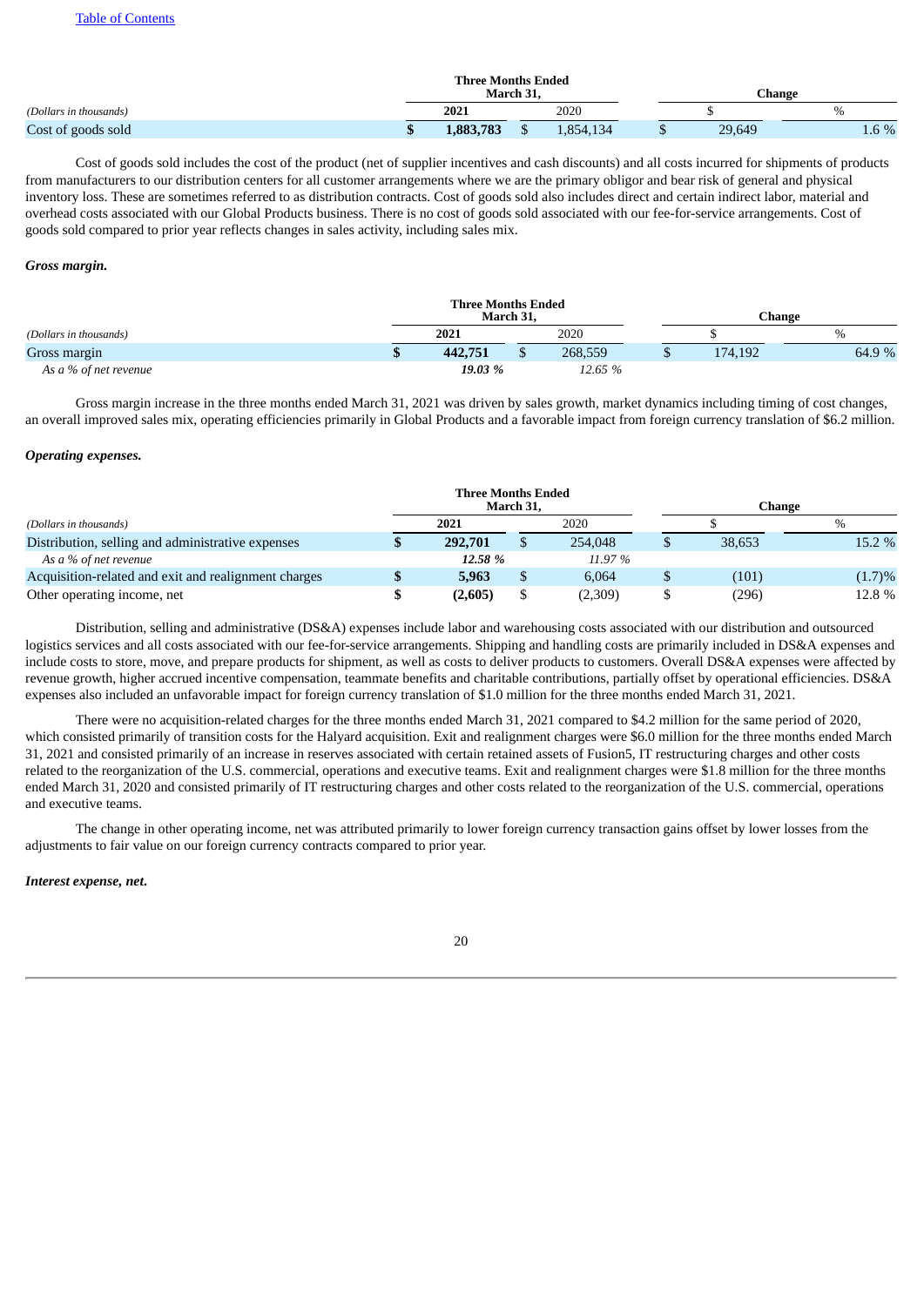[Table of Contents](#)

| (Dollars in thousands) | Three Months Ended March 31, | | Change | |
|---|---|---|---|---|
| | 2021 | 2020 | $ | % |
| Cost of goods sold | **$ 1,883,783** | $ 1,854,134 | $ 29,649 | 1.6 % |

Cost of goods sold includes the cost of the product (net of supplier incentives and cash discounts) and all costs incurred for shipments of products from manufacturers to our distribution centers for all customer arrangements where we are the primary obligor and bear risk of general and physical inventory loss. These are sometimes referred to as distribution contracts. Cost of goods sold also includes direct and certain indirect labor, material and overhead costs associated with our Global Products business. There is no cost of goods sold associated with our fee-for-service arrangements. Cost of goods sold compared to prior year reflects changes in sales activity, including sales mix.

***Gross margin.***

| (Dollars in thousands) | Three Months Ended March 31, | | Change | |
|---|---|---|---|---|
| | 2021 | 2020 | $ | % |
| Gross margin | **$ 442,751** | $ 268,559 | $ 174,192 | 64.9 % |
| *As a % of net revenue* | ***19.03 %*** | *12.65 %* | | |

Gross margin increase in the three months ended March 31, 2021 was driven by sales growth, market dynamics including timing of cost changes, an overall improved sales mix, operating efficiencies primarily in Global Products and a favorable impact from foreign currency translation of $6.2 million.

***Operating expenses.***

| (Dollars in thousands) | Three Months Ended March 31, | | Change | |
|---|---|---|---|---|
| | 2021 | 2020 | $ | % |
| Distribution, selling and administrative expenses | **$ 292,701** | $ 254,048 | $ 38,653 | 15.2 % |
| *As a % of net revenue* | ***12.58 %*** | *11.97 %* | | |
| Acquisition-related and exit and realignment charges | **$ 5,963** | $ 6,064 | $ (101) | (1.7)% |
| Other operating income, net | **$ (2,605)** | $ (2,309) | $ (296) | 12.8 % |

Distribution, selling and administrative (DS&A) expenses include labor and warehousing costs associated with our distribution and outsourced logistics services and all costs associated with our fee-for-service arrangements. Shipping and handling costs are primarily included in DS&A expenses and include costs to store, move, and prepare products for shipment, as well as costs to deliver products to customers. Overall DS&A expenses were affected by revenue growth, higher accrued incentive compensation, teammate benefits and charitable contributions, partially offset by operational efficiencies. DS&A expenses also included an unfavorable impact for foreign currency translation of $1.0 million for the three months ended March 31, 2021.

There were no acquisition-related charges for the three months ended March 31, 2021 compared to $4.2 million for the same period of 2020, which consisted primarily of transition costs for the Halyard acquisition. Exit and realignment charges were $6.0 million for the three months ended March 31, 2021 and consisted primarily of an increase in reserves associated with certain retained assets of Fusion5, IT restructuring charges and other costs related to the reorganization of the U.S. commercial, operations and executive teams. Exit and realignment charges were $1.8 million for the three months ended March 31, 2020 and consisted primarily of IT restructuring charges and other costs related to the reorganization of the U.S. commercial, operations and executive teams.

The change in other operating income, net was attributed primarily to lower foreign currency transaction gains offset by lower losses from the adjustments to fair value on our foreign currency contracts compared to prior year.

***Interest expense, net.***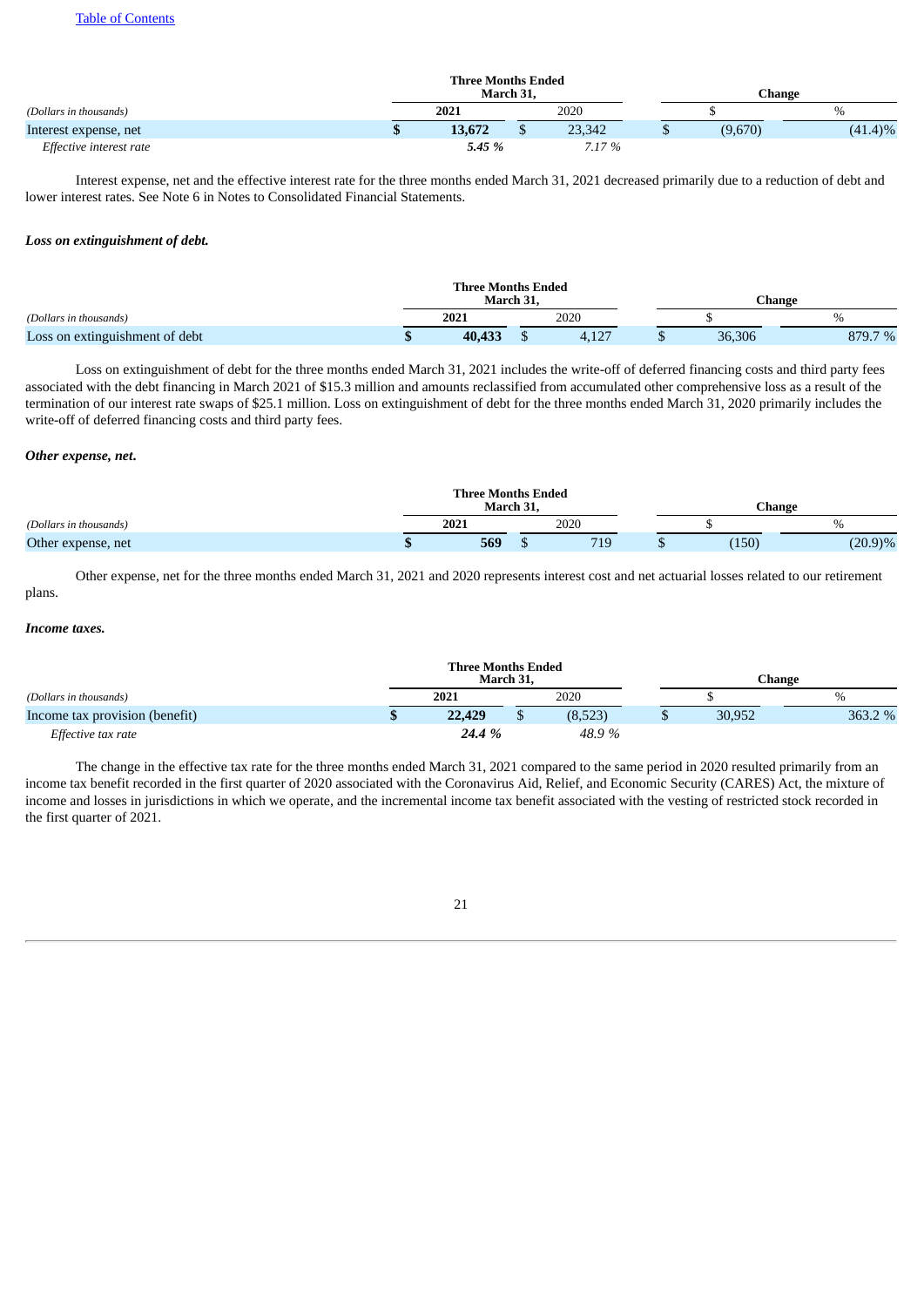[Table of Contents](#)

| (Dollars in thousands) | Three Months Ended March 31, 2021 | Three Months Ended March 31, 2020 | Change $ | Change % |
|---|---|---|---|---|
| Interest expense, net | **$ 13,672** | $ 23,342 | $ (9,670) | (41.4)% |
| *Effective interest rate* | ***5.45 %*** | *7.17 %* | | |

Interest expense, net and the effective interest rate for the three months ended March 31, 2021 decreased primarily due to a reduction of debt and lower interest rates. See Note 6 in Notes to Consolidated Financial Statements.

***Loss on extinguishment of debt.***

| (Dollars in thousands) | Three Months Ended March 31, 2021 | Three Months Ended March 31, 2020 | Change $ | Change % |
|---|---|---|---|---|
| Loss on extinguishment of debt | **$ 40,433** | $ 4,127 | $ 36,306 | 879.7 % |

Loss on extinguishment of debt for the three months ended March 31, 2021 includes the write-off of deferred financing costs and third party fees associated with the debt financing in March 2021 of $15.3 million and amounts reclassified from accumulated other comprehensive loss as a result of the termination of our interest rate swaps of $25.1 million. Loss on extinguishment of debt for the three months ended March 31, 2020 primarily includes the write-off of deferred financing costs and third party fees.

***Other expense, net.***

| (Dollars in thousands) | Three Months Ended March 31, 2021 | Three Months Ended March 31, 2020 | Change $ | Change % |
|---|---|---|---|---|
| Other expense, net | **$ 569** | $ 719 | $ (150) | (20.9)% |

Other expense, net for the three months ended March 31, 2021 and 2020 represents interest cost and net actuarial losses related to our retirement plans.

***Income taxes.***

| (Dollars in thousands) | Three Months Ended March 31, 2021 | Three Months Ended March 31, 2020 | Change $ | Change % |
|---|---|---|---|---|
| Income tax provision (benefit) | **$ 22,429** | $ (8,523) | $ 30,952 | 363.2 % |
| *Effective tax rate* | ***24.4 %*** | *48.9 %* | | |

The change in the effective tax rate for the three months ended March 31, 2021 compared to the same period in 2020 resulted primarily from an income tax benefit recorded in the first quarter of 2020 associated with the Coronavirus Aid, Relief, and Economic Security (CARES) Act, the mixture of income and losses in jurisdictions in which we operate, and the incremental income tax benefit associated with the vesting of restricted stock recorded in the first quarter of 2021.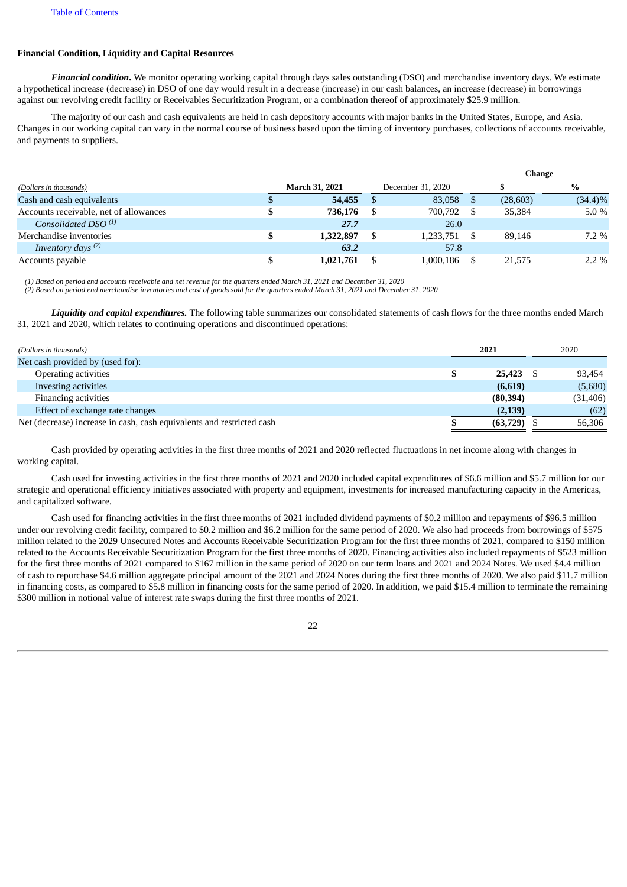[Table of Contents](#)

**Financial Condition, Liquidity and Capital Resources**

***Financial condition***. We monitor operating working capital through days sales outstanding (DSO) and merchandise inventory days. We estimate a hypothetical increase (decrease) in DSO of one day would result in a decrease (increase) in our cash balances, an increase (decrease) in borrowings against our revolving credit facility or Receivables Securitization Program, or a combination thereof of approximately $25.9 million.

The majority of our cash and cash equivalents are held in cash depository accounts with major banks in the United States, Europe, and Asia. Changes in our working capital can vary in the normal course of business based upon the timing of inventory purchases, collections of accounts receivable, and payments to suppliers.

| | | | Change | |
|---|---|---|---|---|
| *(Dollars in thousands)* | **March 31, 2021** | December 31, 2020 | $ | % |
| Cash and cash equivalents | **$ 54,455** | $ 83,058 | $ (28,603) | (34.4)% |
| Accounts receivable, net of allowances | **$ 736,176** | $ 700,792 | $ 35,384 | 5.0 % |
| *Consolidated DSO* [(1)] | ***27.7*** | 26.0 | | |
| Merchandise inventories | **$ 1,322,897** | $ 1,233,751 | $ 89,146 | 7.2 % |
| *Inventory days* [(2)] | ***63.2*** | 57.8 | | |
| Accounts payable | **$ 1,021,761** | $ 1,000,186 | $ 21,575 | 2.2 % |

*(1) Based on period end accounts receivable and net revenue for the quarters ended March 31, 2021 and December 31, 2020*
*(2) Based on period end merchandise inventories and cost of goods sold for the quarters ended March 31, 2021 and December 31, 2020*

***Liquidity and capital expenditures.*** The following table summarizes our consolidated statements of cash flows for the three months ended March 31, 2021 and 2020, which relates to continuing operations and discontinued operations:

| *(Dollars in thousands)* | **2021** | 2020 |
|---|---|---|
| Net cash provided by (used for): | | |
| Operating activities | **$ 25,423** | $ 93,454 |
| Investing activities | **(6,619)** | (5,680) |
| Financing activities | **(80,394)** | (31,406) |
| Effect of exchange rate changes | **(2,139)** | (62) |
| Net (decrease) increase in cash, cash equivalents and restricted cash | **$ (63,729)** | $ 56,306 |

Cash provided by operating activities in the first three months of 2021 and 2020 reflected fluctuations in net income along with changes in working capital.

Cash used for investing activities in the first three months of 2021 and 2020 included capital expenditures of $6.6 million and $5.7 million for our strategic and operational efficiency initiatives associated with property and equipment, investments for increased manufacturing capacity in the Americas, and capitalized software.

Cash used for financing activities in the first three months of 2021 included dividend payments of $0.2 million and repayments of $96.5 million under our revolving credit facility, compared to $0.2 million and $6.2 million for the same period of 2020. We also had proceeds from borrowings of $575 million related to the 2029 Unsecured Notes and Accounts Receivable Securitization Program for the first three months of 2021, compared to $150 million related to the Accounts Receivable Securitization Program for the first three months of 2020. Financing activities also included repayments of $523 million for the first three months of 2021 compared to $167 million in the same period of 2020 on our term loans and 2021 and 2024 Notes. We used $4.4 million of cash to repurchase $4.6 million aggregate principal amount of the 2021 and 2024 Notes during the first three months of 2020. We also paid $11.7 million in financing costs, as compared to $5.8 million in financing costs for the same period of 2020. In addition, we paid $15.4 million to terminate the remaining $300 million in notional value of interest rate swaps during the first three months of 2021.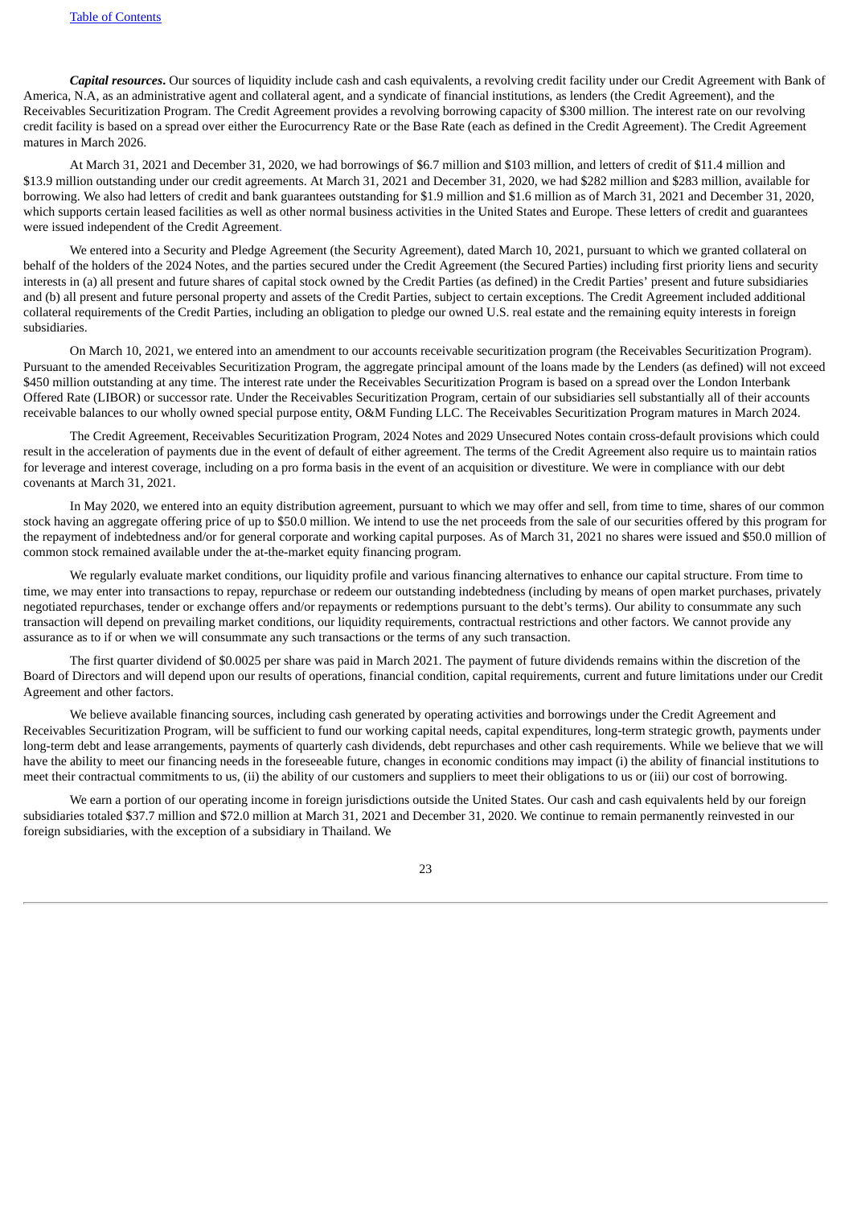***Capital resources*.** Our sources of liquidity include cash and cash equivalents, a revolving credit facility under our Credit Agreement with Bank of America, N.A, as an administrative agent and collateral agent, and a syndicate of financial institutions, as lenders (the Credit Agreement), and the Receivables Securitization Program. The Credit Agreement provides a revolving borrowing capacity of $300 million. The interest rate on our revolving credit facility is based on a spread over either the Eurocurrency Rate or the Base Rate (each as defined in the Credit Agreement). The Credit Agreement matures in March 2026.

At March 31, 2021 and December 31, 2020, we had borrowings of $6.7 million and $103 million, and letters of credit of $11.4 million and $13.9 million outstanding under our credit agreements. At March 31, 2021 and December 31, 2020, we had $282 million and $283 million, available for borrowing. We also had letters of credit and bank guarantees outstanding for $1.9 million and $1.6 million as of March 31, 2021 and December 31, 2020, which supports certain leased facilities as well as other normal business activities in the United States and Europe. These letters of credit and guarantees were issued independent of the Credit Agreement.

We entered into a Security and Pledge Agreement (the Security Agreement), dated March 10, 2021, pursuant to which we granted collateral on behalf of the holders of the 2024 Notes, and the parties secured under the Credit Agreement (the Secured Parties) including first priority liens and security interests in (a) all present and future shares of capital stock owned by the Credit Parties (as defined) in the Credit Parties' present and future subsidiaries and (b) all present and future personal property and assets of the Credit Parties, subject to certain exceptions. The Credit Agreement included additional collateral requirements of the Credit Parties, including an obligation to pledge our owned U.S. real estate and the remaining equity interests in foreign subsidiaries.

On March 10, 2021, we entered into an amendment to our accounts receivable securitization program (the Receivables Securitization Program). Pursuant to the amended Receivables Securitization Program, the aggregate principal amount of the loans made by the Lenders (as defined) will not exceed $450 million outstanding at any time. The interest rate under the Receivables Securitization Program is based on a spread over the London Interbank Offered Rate (LIBOR) or successor rate. Under the Receivables Securitization Program, certain of our subsidiaries sell substantially all of their accounts receivable balances to our wholly owned special purpose entity, O&M Funding LLC. The Receivables Securitization Program matures in March 2024.

The Credit Agreement, Receivables Securitization Program, 2024 Notes and 2029 Unsecured Notes contain cross-default provisions which could result in the acceleration of payments due in the event of default of either agreement. The terms of the Credit Agreement also require us to maintain ratios for leverage and interest coverage, including on a pro forma basis in the event of an acquisition or divestiture. We were in compliance with our debt covenants at March 31, 2021.

In May 2020, we entered into an equity distribution agreement, pursuant to which we may offer and sell, from time to time, shares of our common stock having an aggregate offering price of up to $50.0 million. We intend to use the net proceeds from the sale of our securities offered by this program for the repayment of indebtedness and/or for general corporate and working capital purposes. As of March 31, 2021 no shares were issued and $50.0 million of common stock remained available under the at-the-market equity financing program.

We regularly evaluate market conditions, our liquidity profile and various financing alternatives to enhance our capital structure. From time to time, we may enter into transactions to repay, repurchase or redeem our outstanding indebtedness (including by means of open market purchases, privately negotiated repurchases, tender or exchange offers and/or repayments or redemptions pursuant to the debt's terms). Our ability to consummate any such transaction will depend on prevailing market conditions, our liquidity requirements, contractual restrictions and other factors. We cannot provide any assurance as to if or when we will consummate any such transactions or the terms of any such transaction.

The first quarter dividend of $0.0025 per share was paid in March 2021. The payment of future dividends remains within the discretion of the Board of Directors and will depend upon our results of operations, financial condition, capital requirements, current and future limitations under our Credit Agreement and other factors.

We believe available financing sources, including cash generated by operating activities and borrowings under the Credit Agreement and Receivables Securitization Program, will be sufficient to fund our working capital needs, capital expenditures, long-term strategic growth, payments under long-term debt and lease arrangements, payments of quarterly cash dividends, debt repurchases and other cash requirements. While we believe that we will have the ability to meet our financing needs in the foreseeable future, changes in economic conditions may impact (i) the ability of financial institutions to meet their contractual commitments to us, (ii) the ability of our customers and suppliers to meet their obligations to us or (iii) our cost of borrowing.

We earn a portion of our operating income in foreign jurisdictions outside the United States. Our cash and cash equivalents held by our foreign subsidiaries totaled $37.7 million and $72.0 million at March 31, 2021 and December 31, 2020. We continue to remain permanently reinvested in our foreign subsidiaries, with the exception of a subsidiary in Thailand. We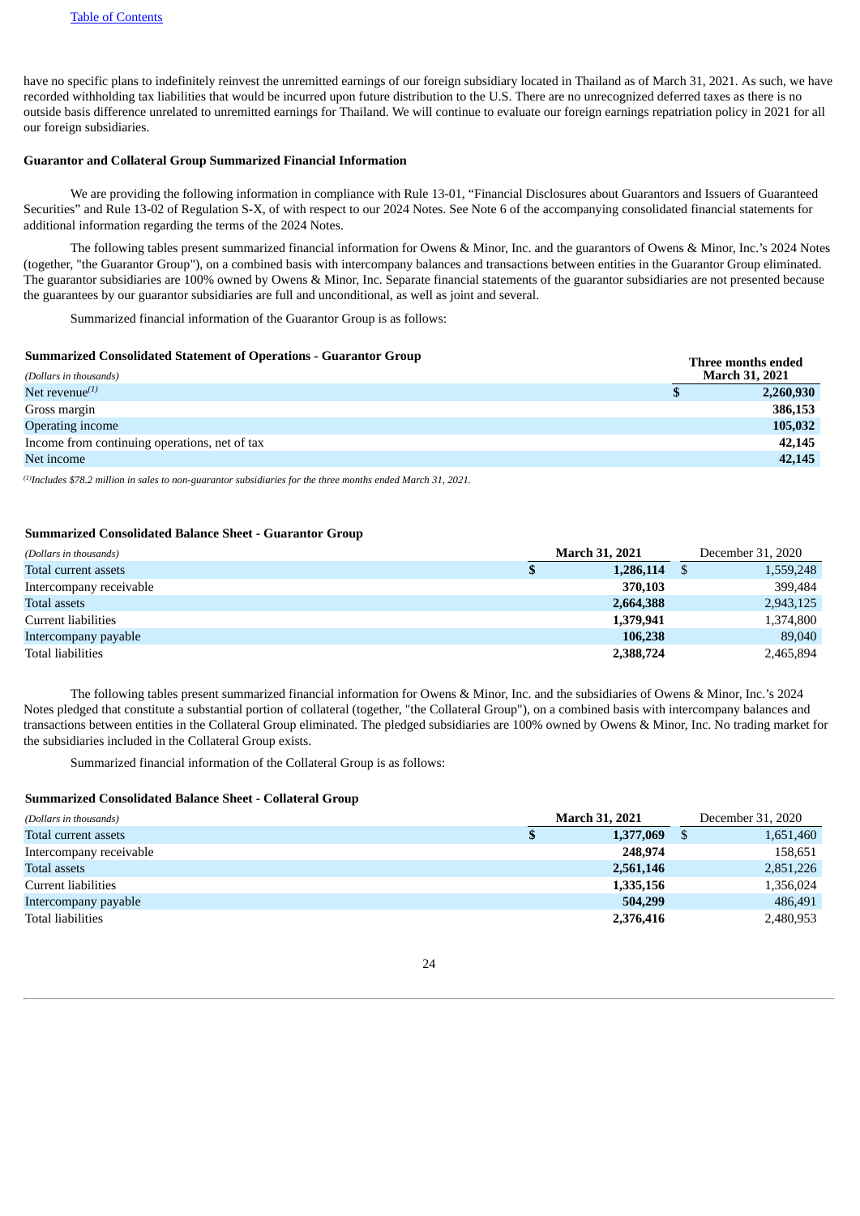have no specific plans to indefinitely reinvest the unremitted earnings of our foreign subsidiary located in Thailand as of March 31, 2021. As such, we have recorded withholding tax liabilities that would be incurred upon future distribution to the U.S. There are no unrecognized deferred taxes as there is no outside basis difference unrelated to unremitted earnings for Thailand. We will continue to evaluate our foreign earnings repatriation policy in 2021 for all our foreign subsidiaries.

**Guarantor and Collateral Group Summarized Financial Information**

We are providing the following information in compliance with Rule 13-01, "Financial Disclosures about Guarantors and Issuers of Guaranteed Securities" and Rule 13-02 of Regulation S-X, of with respect to our 2024 Notes. See Note 6 of the accompanying consolidated financial statements for additional information regarding the terms of the 2024 Notes.

The following tables present summarized financial information for Owens & Minor, Inc. and the guarantors of Owens & Minor, Inc.'s 2024 Notes (together, "the Guarantor Group"), on a combined basis with intercompany balances and transactions between entities in the Guarantor Group eliminated. The guarantor subsidiaries are 100% owned by Owens & Minor, Inc. Separate financial statements of the guarantor subsidiaries are not presented because the guarantees by our guarantor subsidiaries are full and unconditional, as well as joint and several.

Summarized financial information of the Guarantor Group is as follows:

**Summarized Consolidated Statement of Operations - Guarantor Group**

| *(Dollars in thousands)* | **Three months ended March 31, 2021** |
|---|---|
| Net revenue[(1)] | **$ 2,260,930** |
| Gross margin | **386,153** |
| Operating income | **105,032** |
| Income from continuing operations, net of tax | **42,145** |
| Net income | **42,145** |

[(1)]*Includes $78.2 million in sales to non-guarantor subsidiaries for the three months ended March 31, 2021.*

**Summarized Consolidated Balance Sheet - Guarantor Group**

| *(Dollars in thousands)* | **March 31, 2021** | December 31, 2020 |
|---|---|---|
| Total current assets | **$ 1,286,114** | $ 1,559,248 |
| Intercompany receivable | **370,103** | 399,484 |
| Total assets | **2,664,388** | 2,943,125 |
| Current liabilities | **1,379,941** | 1,374,800 |
| Intercompany payable | **106,238** | 89,040 |
| Total liabilities | **2,388,724** | 2,465,894 |

The following tables present summarized financial information for Owens & Minor, Inc. and the subsidiaries of Owens & Minor, Inc.'s 2024 Notes pledged that constitute a substantial portion of collateral (together, "the Collateral Group"), on a combined basis with intercompany balances and transactions between entities in the Collateral Group eliminated. The pledged subsidiaries are 100% owned by Owens & Minor, Inc. No trading market for the subsidiaries included in the Collateral Group exists.

Summarized financial information of the Collateral Group is as follows:

**Summarized Consolidated Balance Sheet - Collateral Group**

| *(Dollars in thousands)* | **March 31, 2021** | December 31, 2020 |
|---|---|---|
| Total current assets | **$ 1,377,069** | $ 1,651,460 |
| Intercompany receivable | **248,974** | 158,651 |
| Total assets | **2,561,146** | 2,851,226 |
| Current liabilities | **1,335,156** | 1,356,024 |
| Intercompany payable | **504,299** | 486,491 |
| Total liabilities | **2,376,416** | 2,480,953 |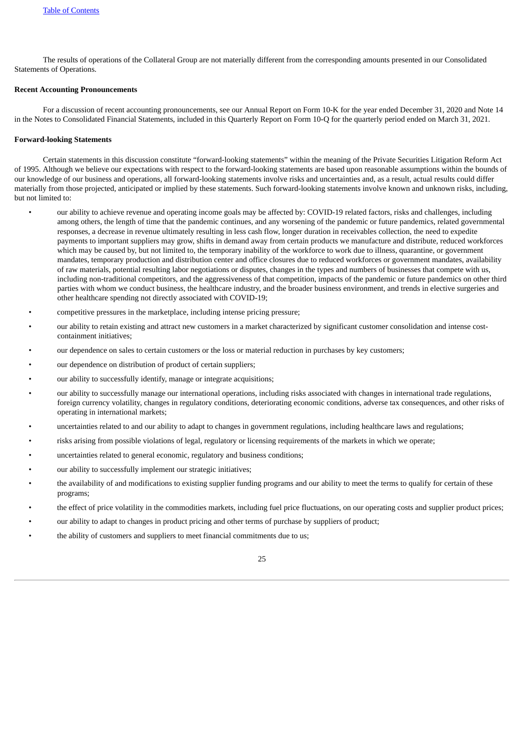The results of operations of the Collateral Group are not materially different from the corresponding amounts presented in our Consolidated Statements of Operations.

**Recent Accounting Pronouncements**

For a discussion of recent accounting pronouncements, see our Annual Report on Form 10-K for the year ended December 31, 2020 and Note 14 in the Notes to Consolidated Financial Statements, included in this Quarterly Report on Form 10-Q for the quarterly period ended on March 31, 2021.

**Forward-looking Statements**

Certain statements in this discussion constitute "forward-looking statements" within the meaning of the Private Securities Litigation Reform Act of 1995. Although we believe our expectations with respect to the forward-looking statements are based upon reasonable assumptions within the bounds of our knowledge of our business and operations, all forward-looking statements involve risks and uncertainties and, as a result, actual results could differ materially from those projected, anticipated or implied by these statements. Such forward-looking statements involve known and unknown risks, including, but not limited to:

- our ability to achieve revenue and operating income goals may be affected by: COVID-19 related factors, risks and challenges, including among others, the length of time that the pandemic continues, and any worsening of the pandemic or future pandemics, related governmental responses, a decrease in revenue ultimately resulting in less cash flow, longer duration in receivables collection, the need to expedite payments to important suppliers may grow, shifts in demand away from certain products we manufacture and distribute, reduced workforces which may be caused by, but not limited to, the temporary inability of the workforce to work due to illness, quarantine, or government mandates, temporary production and distribution center and office closures due to reduced workforces or government mandates, availability of raw materials, potential resulting labor negotiations or disputes, changes in the types and numbers of businesses that compete with us, including non-traditional competitors, and the aggressiveness of that competition, impacts of the pandemic or future pandemics on other third parties with whom we conduct business, the healthcare industry, and the broader business environment, and trends in elective surgeries and other healthcare spending not directly associated with COVID-19;
- competitive pressures in the marketplace, including intense pricing pressure;
- our ability to retain existing and attract new customers in a market characterized by significant customer consolidation and intense cost-containment initiatives;
- our dependence on sales to certain customers or the loss or material reduction in purchases by key customers;
- our dependence on distribution of product of certain suppliers;
- our ability to successfully identify, manage or integrate acquisitions;
- our ability to successfully manage our international operations, including risks associated with changes in international trade regulations, foreign currency volatility, changes in regulatory conditions, deteriorating economic conditions, adverse tax consequences, and other risks of operating in international markets;
- uncertainties related to and our ability to adapt to changes in government regulations, including healthcare laws and regulations;
- risks arising from possible violations of legal, regulatory or licensing requirements of the markets in which we operate;
- uncertainties related to general economic, regulatory and business conditions;
- our ability to successfully implement our strategic initiatives;
- the availability of and modifications to existing supplier funding programs and our ability to meet the terms to qualify for certain of these programs;
- the effect of price volatility in the commodities markets, including fuel price fluctuations, on our operating costs and supplier product prices;
- our ability to adapt to changes in product pricing and other terms of purchase by suppliers of product;
- the ability of customers and suppliers to meet financial commitments due to us;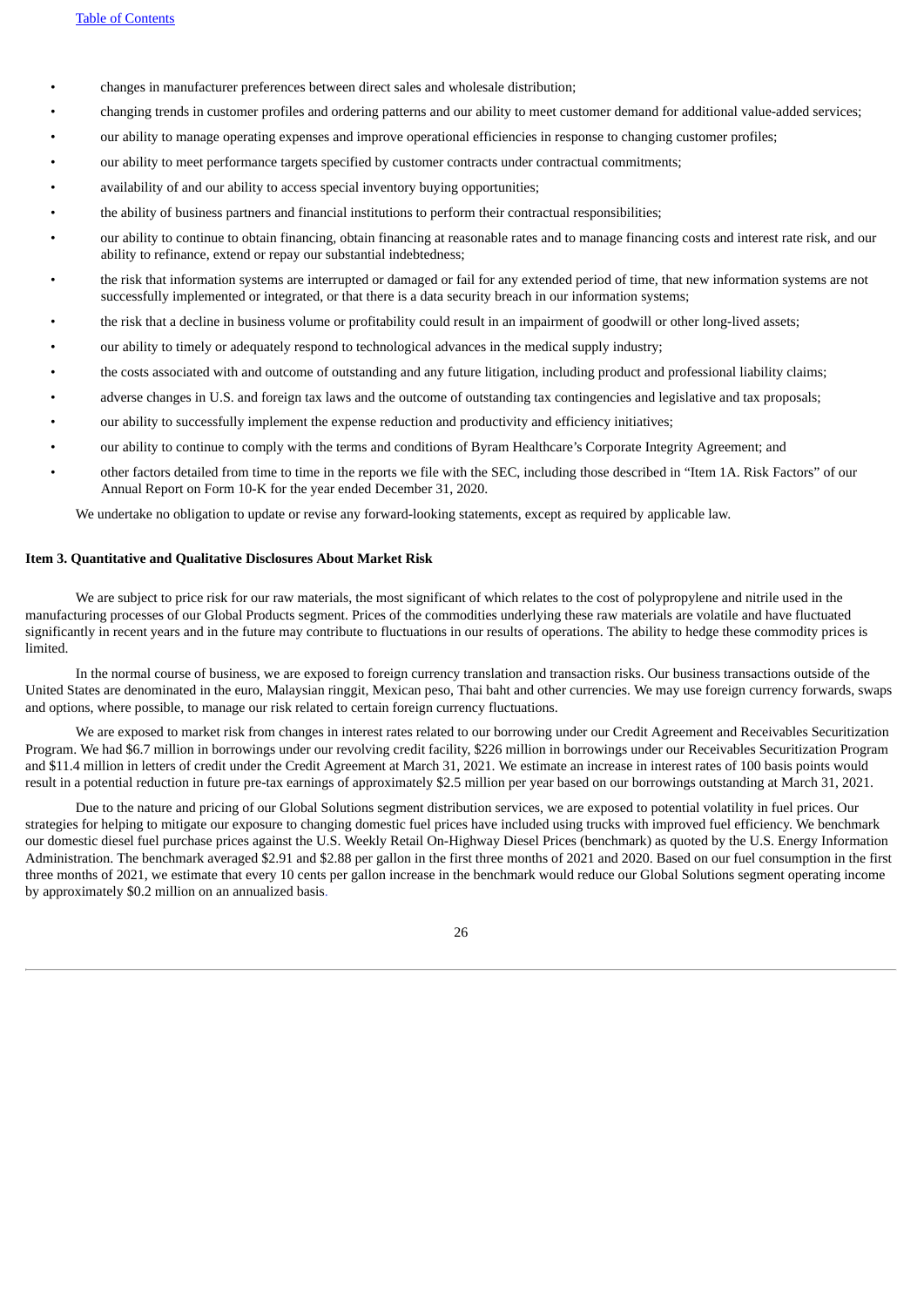- changes in manufacturer preferences between direct sales and wholesale distribution;
- changing trends in customer profiles and ordering patterns and our ability to meet customer demand for additional value-added services;
- our ability to manage operating expenses and improve operational efficiencies in response to changing customer profiles;
- our ability to meet performance targets specified by customer contracts under contractual commitments;
- availability of and our ability to access special inventory buying opportunities;
- the ability of business partners and financial institutions to perform their contractual responsibilities;
- our ability to continue to obtain financing, obtain financing at reasonable rates and to manage financing costs and interest rate risk, and our ability to refinance, extend or repay our substantial indebtedness;
- the risk that information systems are interrupted or damaged or fail for any extended period of time, that new information systems are not successfully implemented or integrated, or that there is a data security breach in our information systems;
- the risk that a decline in business volume or profitability could result in an impairment of goodwill or other long-lived assets;
- our ability to timely or adequately respond to technological advances in the medical supply industry;
- the costs associated with and outcome of outstanding and any future litigation, including product and professional liability claims;
- adverse changes in U.S. and foreign tax laws and the outcome of outstanding tax contingencies and legislative and tax proposals;
- our ability to successfully implement the expense reduction and productivity and efficiency initiatives;
- our ability to continue to comply with the terms and conditions of Byram Healthcare's Corporate Integrity Agreement; and
- other factors detailed from time to time in the reports we file with the SEC, including those described in "Item 1A. Risk Factors" of our Annual Report on Form 10-K for the year ended December 31, 2020.

We undertake no obligation to update or revise any forward-looking statements, except as required by applicable law.

### Item 3. Quantitative and Qualitative Disclosures About Market Risk

We are subject to price risk for our raw materials, the most significant of which relates to the cost of polypropylene and nitrile used in the manufacturing processes of our Global Products segment. Prices of the commodities underlying these raw materials are volatile and have fluctuated significantly in recent years and in the future may contribute to fluctuations in our results of operations. The ability to hedge these commodity prices is limited.

In the normal course of business, we are exposed to foreign currency translation and transaction risks. Our business transactions outside of the United States are denominated in the euro, Malaysian ringgit, Mexican peso, Thai baht and other currencies. We may use foreign currency forwards, swaps and options, where possible, to manage our risk related to certain foreign currency fluctuations.

We are exposed to market risk from changes in interest rates related to our borrowing under our Credit Agreement and Receivables Securitization Program. We had $6.7 million in borrowings under our revolving credit facility, $226 million in borrowings under our Receivables Securitization Program and $11.4 million in letters of credit under the Credit Agreement at March 31, 2021. We estimate an increase in interest rates of 100 basis points would result in a potential reduction in future pre-tax earnings of approximately $2.5 million per year based on our borrowings outstanding at March 31, 2021.

Due to the nature and pricing of our Global Solutions segment distribution services, we are exposed to potential volatility in fuel prices. Our strategies for helping to mitigate our exposure to changing domestic fuel prices have included using trucks with improved fuel efficiency. We benchmark our domestic diesel fuel purchase prices against the U.S. Weekly Retail On-Highway Diesel Prices (benchmark) as quoted by the U.S. Energy Information Administration. The benchmark averaged $2.91 and $2.88 per gallon in the first three months of 2021 and 2020. Based on our fuel consumption in the first three months of 2021, we estimate that every 10 cents per gallon increase in the benchmark would reduce our Global Solutions segment operating income by approximately $0.2 million on an annualized basis.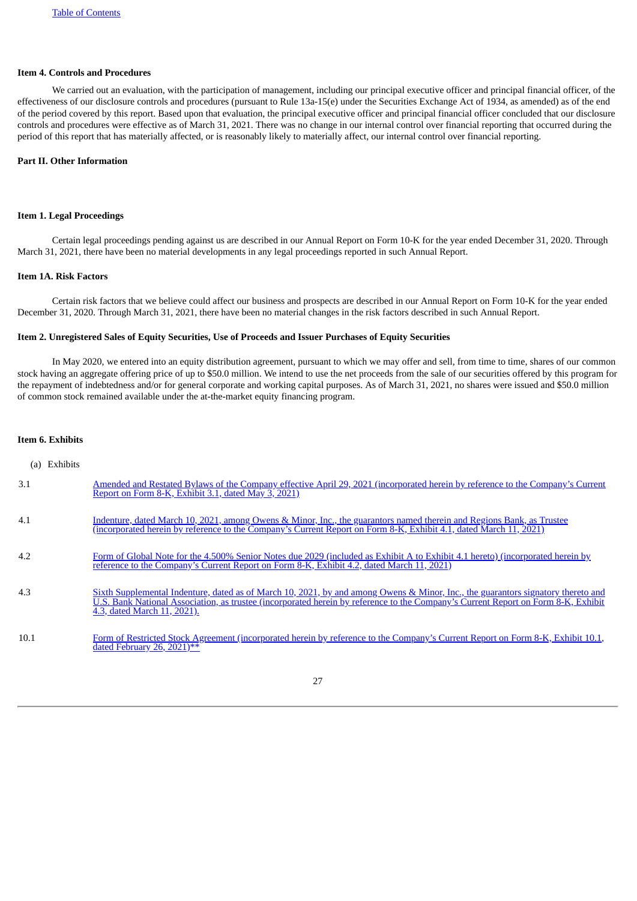### Item 4. Controls and Procedures

We carried out an evaluation, with the participation of management, including our principal executive officer and principal financial officer, of the effectiveness of our disclosure controls and procedures (pursuant to Rule 13a-15(e) under the Securities Exchange Act of 1934, as amended) as of the end of the period covered by this report. Based upon that evaluation, the principal executive officer and principal financial officer concluded that our disclosure controls and procedures were effective as of March 31, 2021. There was no change in our internal control over financial reporting that occurred during the period of this report that has materially affected, or is reasonably likely to materially affect, our internal control over financial reporting.

## Part II. Other Information

### Item 1. Legal Proceedings

Certain legal proceedings pending against us are described in our Annual Report on Form 10-K for the year ended December 31, 2020. Through March 31, 2021, there have been no material developments in any legal proceedings reported in such Annual Report.

### Item 1A. Risk Factors

Certain risk factors that we believe could affect our business and prospects are described in our Annual Report on Form 10-K for the year ended December 31, 2020. Through March 31, 2021, there have been no material changes in the risk factors described in such Annual Report.

### Item 2. Unregistered Sales of Equity Securities, Use of Proceeds and Issuer Purchases of Equity Securities

In May 2020, we entered into an equity distribution agreement, pursuant to which we may offer and sell, from time to time, shares of our common stock having an aggregate offering price of up to $50.0 million. We intend to use the net proceeds from the sale of our securities offered by this program for the repayment of indebtedness and/or for general corporate and working capital purposes. As of March 31, 2021, no shares were issued and $50.0 million of common stock remained available under the at-the-market equity financing program.

### Item 6. Exhibits

(a) Exhibits

| | |
|---|---|
| 3.1 | Amended and Restated Bylaws of the Company effective April 29, 2021 (incorporated herein by reference to the Company's Current Report on Form 8-K, Exhibit 3.1, dated May 3, 2021) |
| 4.1 | Indenture, dated March 10, 2021, among Owens & Minor, Inc., the guarantors named therein and Regions Bank, as Trustee (incorporated herein by reference to the Company's Current Report on Form 8-K, Exhibit 4.1, dated March 11, 2021) |
| 4.2 | Form of Global Note for the 4.500% Senior Notes due 2029 (included as Exhibit A to Exhibit 4.1 hereto) (incorporated herein by reference to the Company's Current Report on Form 8-K, Exhibit 4.2, dated March 11, 2021) |
| 4.3 | Sixth Supplemental Indenture, dated as of March 10, 2021, by and among Owens & Minor, Inc., the guarantors signatory thereto and U.S. Bank National Association, as trustee (incorporated herein by reference to the Company's Current Report on Form 8-K, Exhibit 4.3, dated March 11, 2021). |
| 10.1 | Form of Restricted Stock Agreement (incorporated herein by reference to the Company's Current Report on Form 8-K, Exhibit 10.1, dated February 26, 2021)** |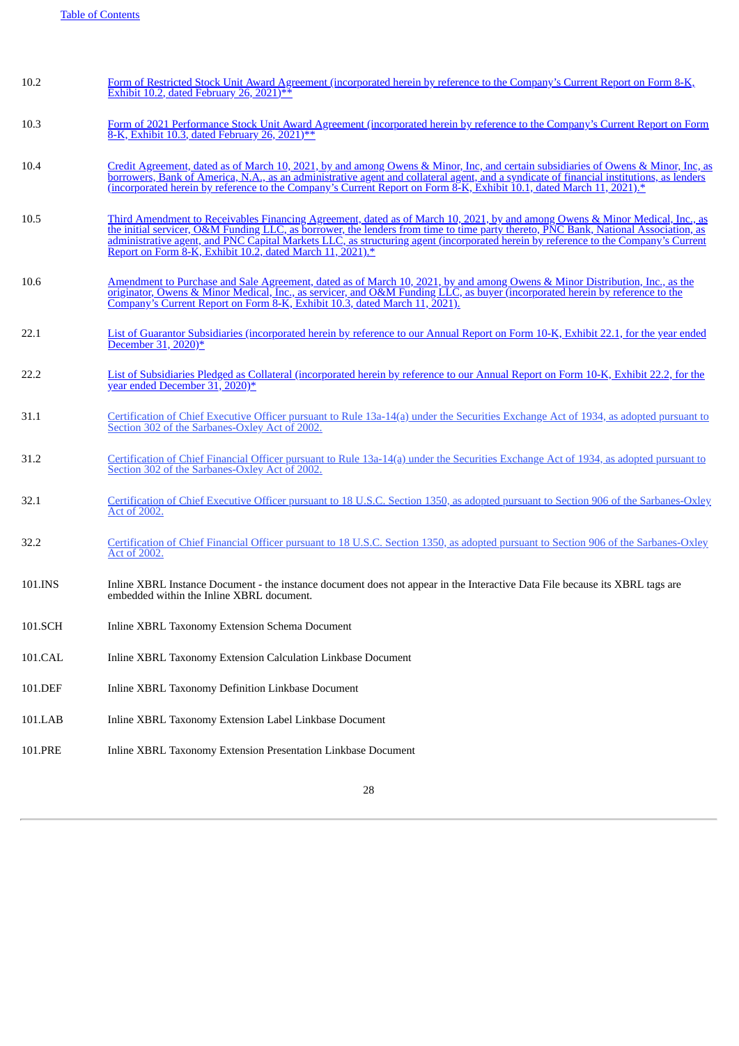| | |
|---|---|
| 10.2 | Form of Restricted Stock Unit Award Agreement (incorporated herein by reference to the Company's Current Report on Form 8-K, Exhibit 10.2, dated February 26, 2021)** |
| 10.3 | Form of 2021 Performance Stock Unit Award Agreement (incorporated herein by reference to the Company's Current Report on Form 8-K, Exhibit 10.3, dated February 26, 2021)** |
| 10.4 | Credit Agreement, dated as of March 10, 2021, by and among Owens & Minor, Inc. and certain subsidiaries of Owens & Minor, Inc. as borrowers, Bank of America, N.A., as an administrative agent and collateral agent, and a syndicate of financial institutions, as lenders (incorporated herein by reference to the Company's Current Report on Form 8-K, Exhibit 10.1, dated March 11, 2021).* |
| 10.5 | Third Amendment to Receivables Financing Agreement, dated as of March 10, 2021, by and among Owens & Minor Medical, Inc., as the initial servicer, O&M Funding LLC, as borrower, the lenders from time to time party thereto, PNC Bank, National Association, as administrative agent, and PNC Capital Markets LLC, as structuring agent (incorporated herein by reference to the Company's Current Report on Form 8-K, Exhibit 10.2, dated March 11, 2021).* |
| 10.6 | Amendment to Purchase and Sale Agreement, dated as of March 10, 2021, by and among Owens & Minor Distribution, Inc., as the originator, Owens & Minor Medical, Inc., as servicer, and O&M Funding LLC, as buyer (incorporated herein by reference to the Company's Current Report on Form 8-K, Exhibit 10.3, dated March 11, 2021). |
| 22.1 | List of Guarantor Subsidiaries (incorporated herein by reference to our Annual Report on Form 10-K, Exhibit 22.1, for the year ended December 31, 2020)* |
| 22.2 | List of Subsidiaries Pledged as Collateral (incorporated herein by reference to our Annual Report on Form 10-K, Exhibit 22.2, for the year ended December 31, 2020)* |
| 31.1 | Certification of Chief Executive Officer pursuant to Rule 13a-14(a) under the Securities Exchange Act of 1934, as adopted pursuant to Section 302 of the Sarbanes-Oxley Act of 2002. |
| 31.2 | Certification of Chief Financial Officer pursuant to Rule 13a-14(a) under the Securities Exchange Act of 1934, as adopted pursuant to Section 302 of the Sarbanes-Oxley Act of 2002. |
| 32.1 | Certification of Chief Executive Officer pursuant to 18 U.S.C. Section 1350, as adopted pursuant to Section 906 of the Sarbanes-Oxley Act of 2002. |
| 32.2 | Certification of Chief Financial Officer pursuant to 18 U.S.C. Section 1350, as adopted pursuant to Section 906 of the Sarbanes-Oxley Act of 2002. |
| 101.INS | Inline XBRL Instance Document - the instance document does not appear in the Interactive Data File because its XBRL tags are embedded within the Inline XBRL document. |
| 101.SCH | Inline XBRL Taxonomy Extension Schema Document |
| 101.CAL | Inline XBRL Taxonomy Extension Calculation Linkbase Document |
| 101.DEF | Inline XBRL Taxonomy Definition Linkbase Document |
| 101.LAB | Inline XBRL Taxonomy Extension Label Linkbase Document |
| 101.PRE | Inline XBRL Taxonomy Extension Presentation Linkbase Document |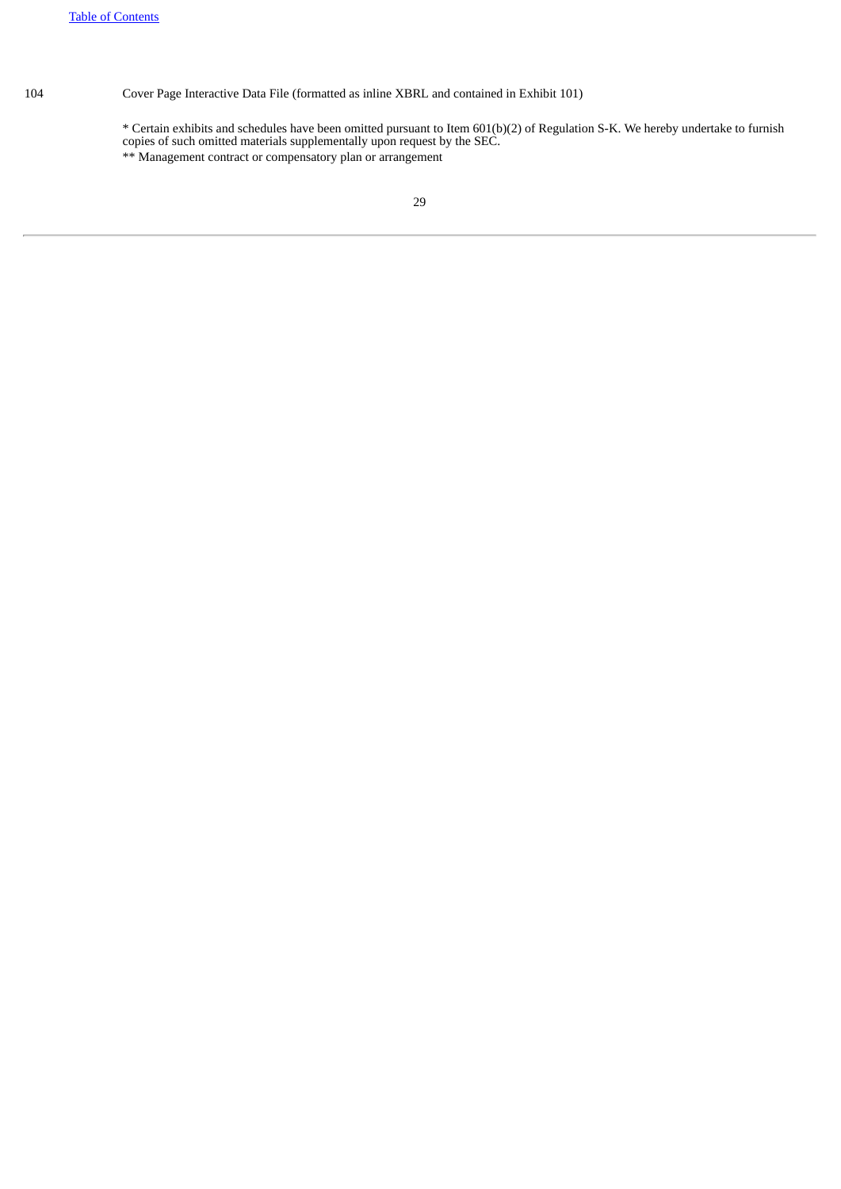| | |
|---|---|
| 104 | Cover Page Interactive Data File (formatted as inline XBRL and contained in Exhibit 101) |

* Certain exhibits and schedules have been omitted pursuant to Item 601(b)(2) of Regulation S-K. We hereby undertake to furnish copies of such omitted materials supplementally upon request by the SEC.

** Management contract or compensatory plan or arrangement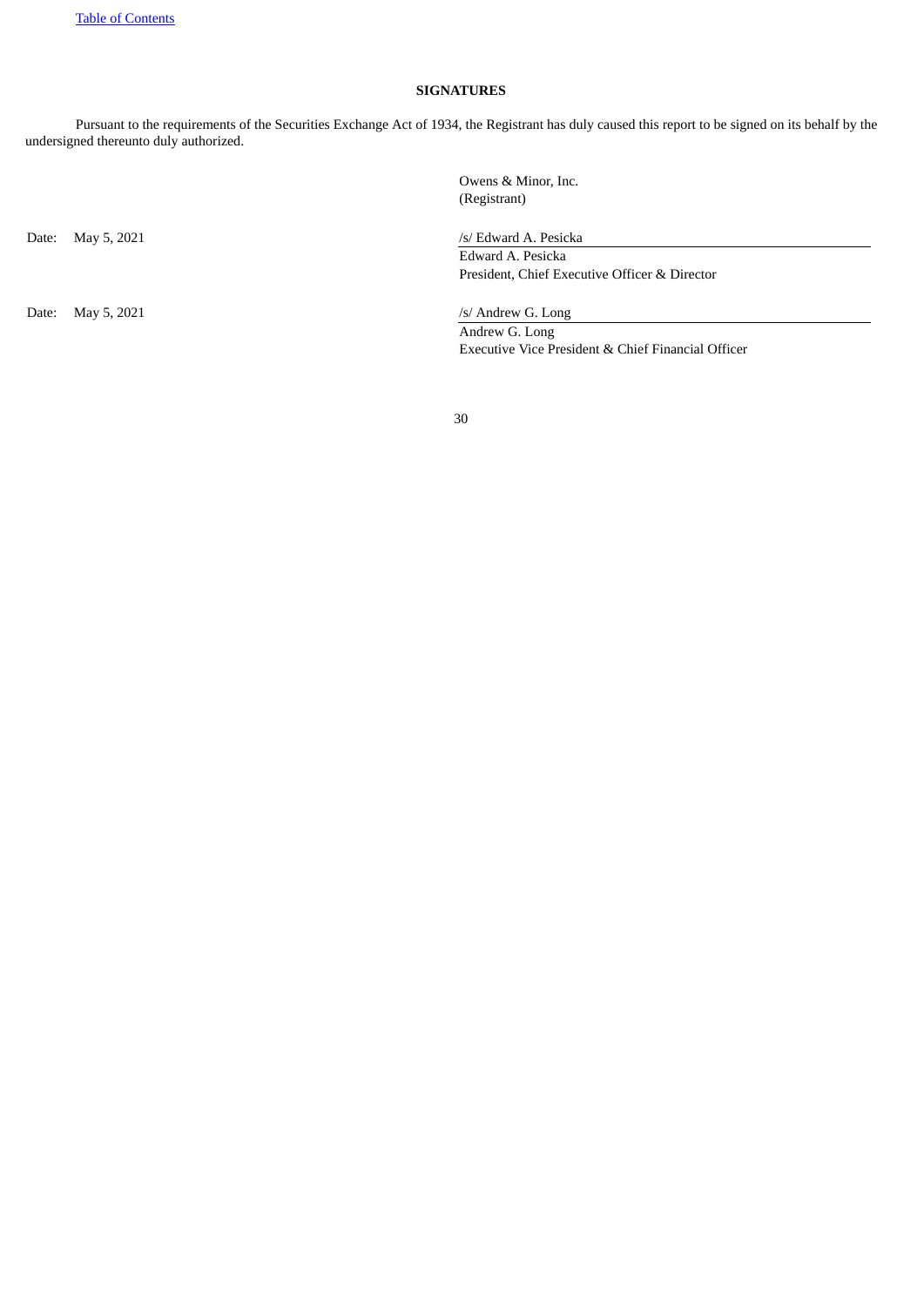## SIGNATURES

Pursuant to the requirements of the Securities Exchange Act of 1934, the Registrant has duly caused this report to be signed on its behalf by the undersigned thereunto duly authorized.

Owens & Minor, Inc.
(Registrant)

Date: May 5, 2021

/s/ Edward A. Pesicka
Edward A. Pesicka
President, Chief Executive Officer & Director

Date: May 5, 2021

/s/ Andrew G. Long
Andrew G. Long
Executive Vice President & Chief Financial Officer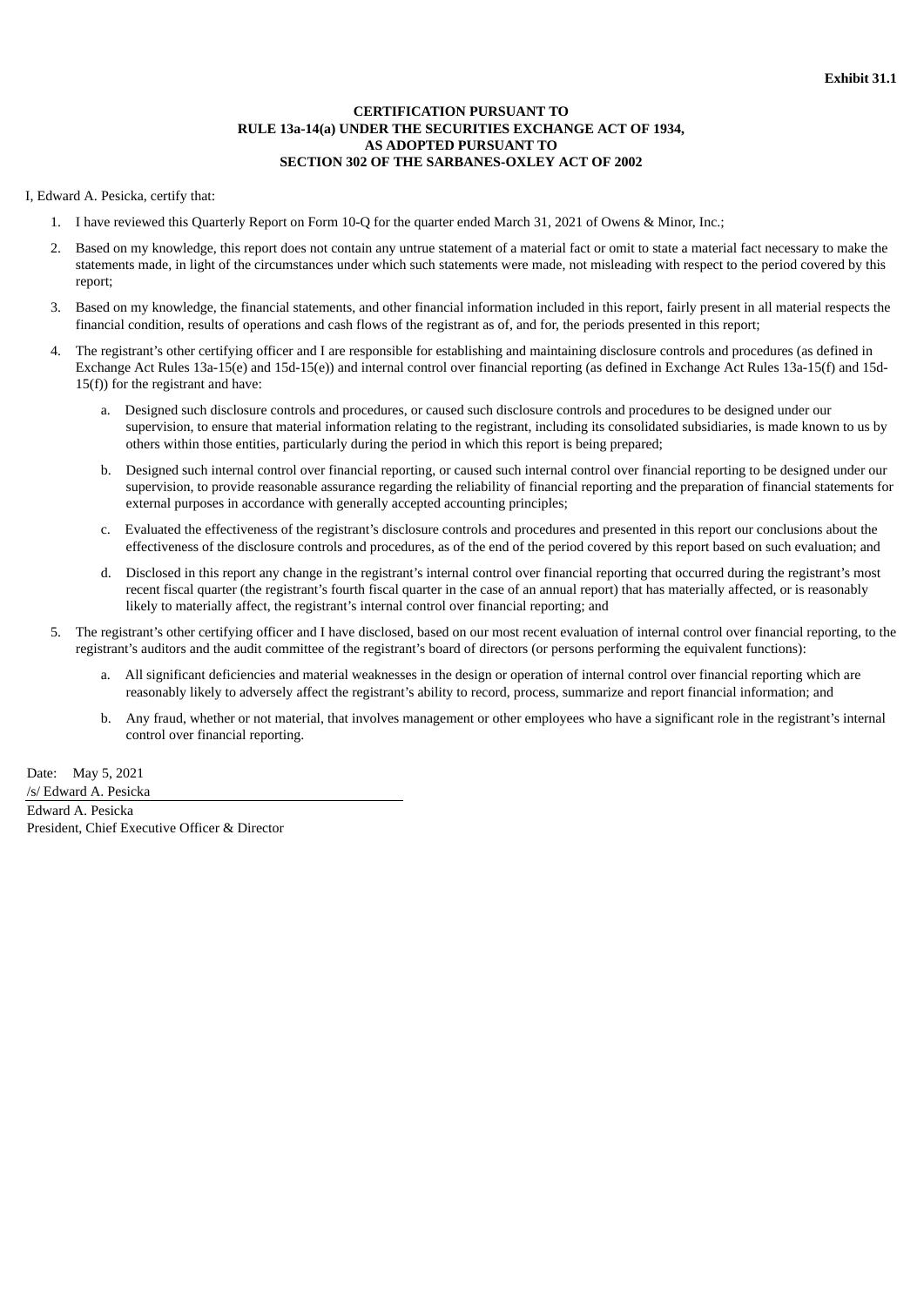**Exhibit 31.1**

**CERTIFICATION PURSUANT TO**
**RULE 13a-14(a) UNDER THE SECURITIES EXCHANGE ACT OF 1934,**
**AS ADOPTED PURSUANT TO**
**SECTION 302 OF THE SARBANES-OXLEY ACT OF 2002**

I, Edward A. Pesicka, certify that:

1. I have reviewed this Quarterly Report on Form 10-Q for the quarter ended March 31, 2021 of Owens & Minor, Inc.;

2. Based on my knowledge, this report does not contain any untrue statement of a material fact or omit to state a material fact necessary to make the statements made, in light of the circumstances under which such statements were made, not misleading with respect to the period covered by this report;

3. Based on my knowledge, the financial statements, and other financial information included in this report, fairly present in all material respects the financial condition, results of operations and cash flows of the registrant as of, and for, the periods presented in this report;

4. The registrant's other certifying officer and I are responsible for establishing and maintaining disclosure controls and procedures (as defined in Exchange Act Rules 13a-15(e) and 15d-15(e)) and internal control over financial reporting (as defined in Exchange Act Rules 13a-15(f) and 15d-15(f)) for the registrant and have:

   a. Designed such disclosure controls and procedures, or caused such disclosure controls and procedures to be designed under our supervision, to ensure that material information relating to the registrant, including its consolidated subsidiaries, is made known to us by others within those entities, particularly during the period in which this report is being prepared;

   b. Designed such internal control over financial reporting, or caused such internal control over financial reporting to be designed under our supervision, to provide reasonable assurance regarding the reliability of financial reporting and the preparation of financial statements for external purposes in accordance with generally accepted accounting principles;

   c. Evaluated the effectiveness of the registrant's disclosure controls and procedures and presented in this report our conclusions about the effectiveness of the disclosure controls and procedures, as of the end of the period covered by this report based on such evaluation; and

   d. Disclosed in this report any change in the registrant's internal control over financial reporting that occurred during the registrant's most recent fiscal quarter (the registrant's fourth fiscal quarter in the case of an annual report) that has materially affected, or is reasonably likely to materially affect, the registrant's internal control over financial reporting; and

5. The registrant's other certifying officer and I have disclosed, based on our most recent evaluation of internal control over financial reporting, to the registrant's auditors and the audit committee of the registrant's board of directors (or persons performing the equivalent functions):

   a. All significant deficiencies and material weaknesses in the design or operation of internal control over financial reporting which are reasonably likely to adversely affect the registrant's ability to record, process, summarize and report financial information; and

   b. Any fraud, whether or not material, that involves management or other employees who have a significant role in the registrant's internal control over financial reporting.

Date: May 5, 2021

/s/ Edward A. Pesicka

Edward A. Pesicka
President, Chief Executive Officer & Director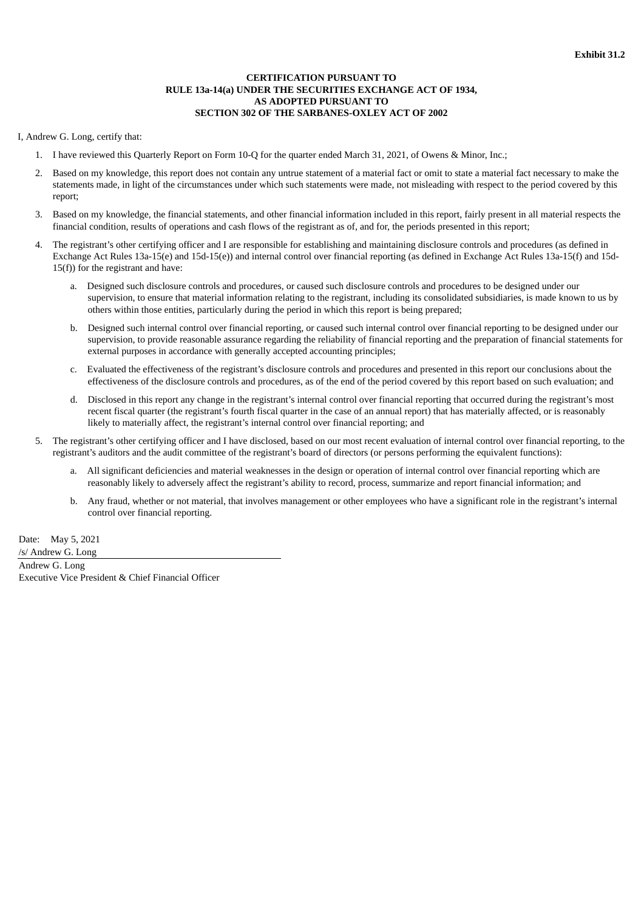**Exhibit 31.2**

**CERTIFICATION PURSUANT TO
RULE 13a-14(a) UNDER THE SECURITIES EXCHANGE ACT OF 1934,
AS ADOPTED PURSUANT TO
SECTION 302 OF THE SARBANES-OXLEY ACT OF 2002**

I, Andrew G. Long, certify that:

1. I have reviewed this Quarterly Report on Form 10-Q for the quarter ended March 31, 2021, of Owens & Minor, Inc.;

2. Based on my knowledge, this report does not contain any untrue statement of a material fact or omit to state a material fact necessary to make the statements made, in light of the circumstances under which such statements were made, not misleading with respect to the period covered by this report;

3. Based on my knowledge, the financial statements, and other financial information included in this report, fairly present in all material respects the financial condition, results of operations and cash flows of the registrant as of, and for, the periods presented in this report;

4. The registrant's other certifying officer and I are responsible for establishing and maintaining disclosure controls and procedures (as defined in Exchange Act Rules 13a-15(e) and 15d-15(e)) and internal control over financial reporting (as defined in Exchange Act Rules 13a-15(f) and 15d-15(f)) for the registrant and have:

    a. Designed such disclosure controls and procedures, or caused such disclosure controls and procedures to be designed under our supervision, to ensure that material information relating to the registrant, including its consolidated subsidiaries, is made known to us by others within those entities, particularly during the period in which this report is being prepared;

    b. Designed such internal control over financial reporting, or caused such internal control over financial reporting to be designed under our supervision, to provide reasonable assurance regarding the reliability of financial reporting and the preparation of financial statements for external purposes in accordance with generally accepted accounting principles;

    c. Evaluated the effectiveness of the registrant's disclosure controls and procedures and presented in this report our conclusions about the effectiveness of the disclosure controls and procedures, as of the end of the period covered by this report based on such evaluation; and

    d. Disclosed in this report any change in the registrant's internal control over financial reporting that occurred during the registrant's most recent fiscal quarter (the registrant's fourth fiscal quarter in the case of an annual report) that has materially affected, or is reasonably likely to materially affect, the registrant's internal control over financial reporting; and

5. The registrant's other certifying officer and I have disclosed, based on our most recent evaluation of internal control over financial reporting, to the registrant's auditors and the audit committee of the registrant's board of directors (or persons performing the equivalent functions):

    a. All significant deficiencies and material weaknesses in the design or operation of internal control over financial reporting which are reasonably likely to adversely affect the registrant's ability to record, process, summarize and report financial information; and

    b. Any fraud, whether or not material, that involves management or other employees who have a significant role in the registrant's internal control over financial reporting.

Date: May 5, 2021

/s/ Andrew G. Long

Andrew G. Long
Executive Vice President & Chief Financial Officer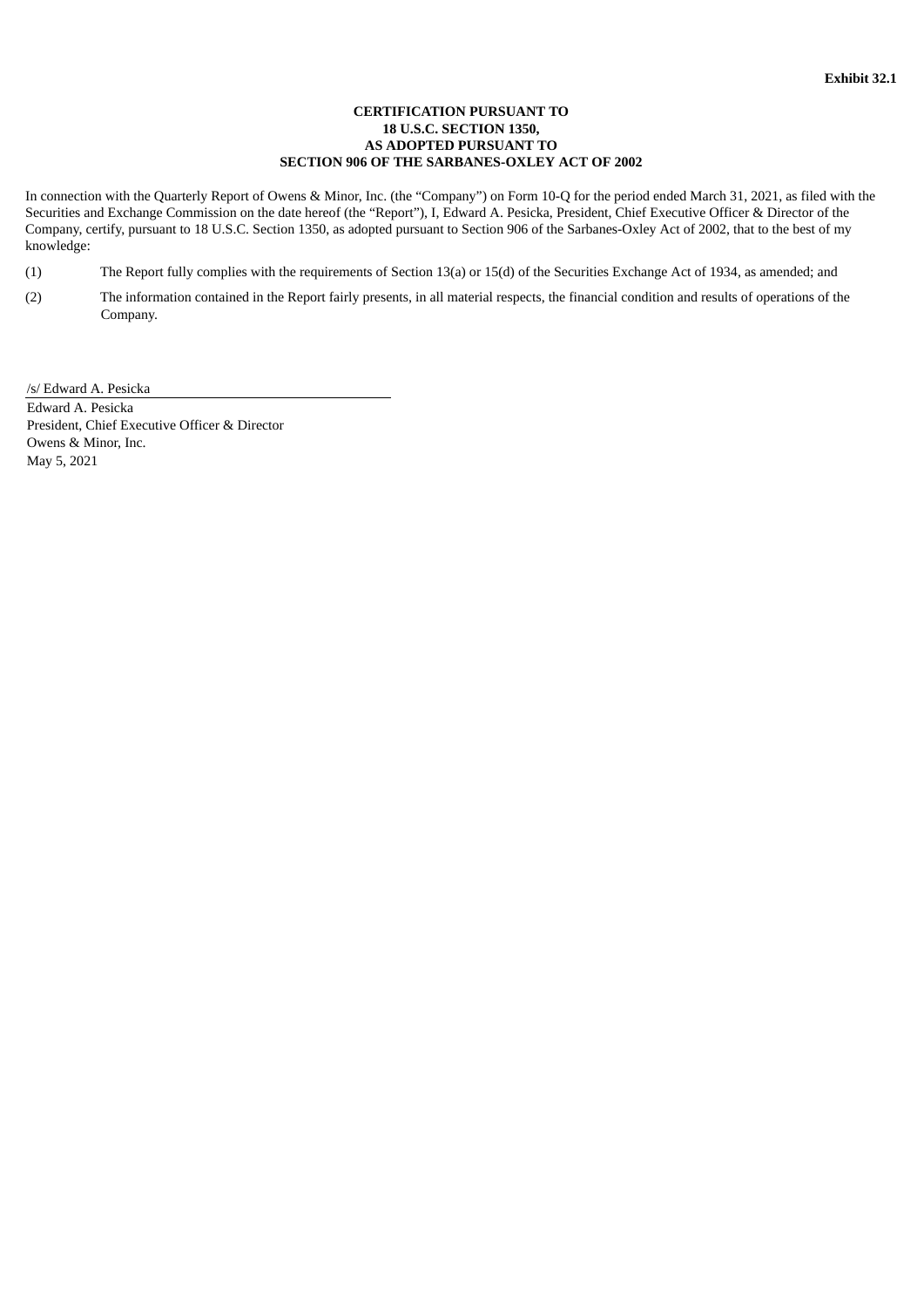**Exhibit 32.1**

**CERTIFICATION PURSUANT TO**
**18 U.S.C. SECTION 1350,**
**AS ADOPTED PURSUANT TO**
**SECTION 906 OF THE SARBANES-OXLEY ACT OF 2002**

In connection with the Quarterly Report of Owens & Minor, Inc. (the "Company") on Form 10-Q for the period ended March 31, 2021, as filed with the Securities and Exchange Commission on the date hereof (the "Report"), I, Edward A. Pesicka, President, Chief Executive Officer & Director of the Company, certify, pursuant to 18 U.S.C. Section 1350, as adopted pursuant to Section 906 of the Sarbanes-Oxley Act of 2002, that to the best of my knowledge:

(1) The Report fully complies with the requirements of Section 13(a) or 15(d) of the Securities Exchange Act of 1934, as amended; and

(2) The information contained in the Report fairly presents, in all material respects, the financial condition and results of operations of the Company.

/s/ Edward A. Pesicka

Edward A. Pesicka
President, Chief Executive Officer & Director
Owens & Minor, Inc.
May 5, 2021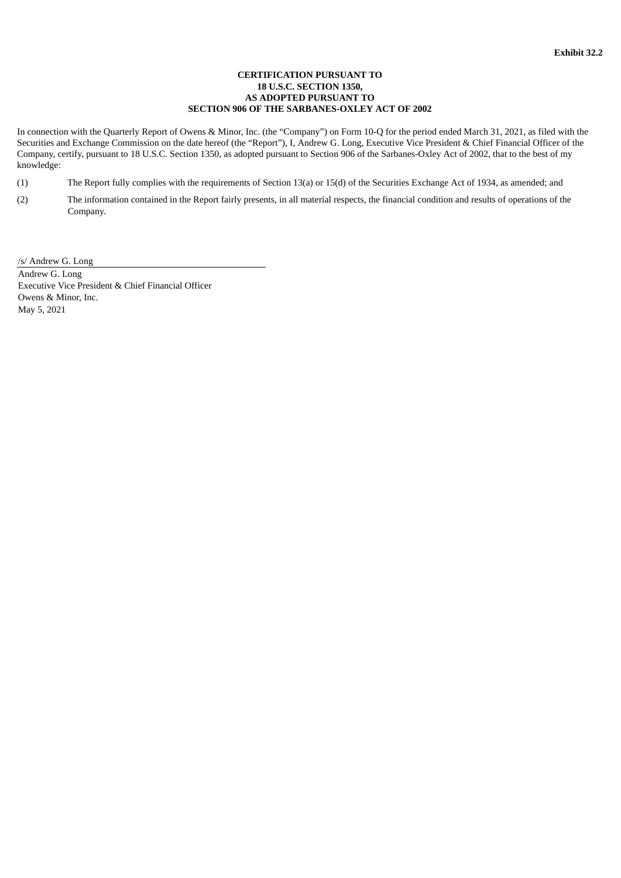**Exhibit 32.2**

**CERTIFICATION PURSUANT TO
18 U.S.C. SECTION 1350,
AS ADOPTED PURSUANT TO
SECTION 906 OF THE SARBANES-OXLEY ACT OF 2002**

In connection with the Quarterly Report of Owens & Minor, Inc. (the "Company") on Form 10-Q for the period ended March 31, 2021, as filed with the Securities and Exchange Commission on the date hereof (the "Report"), I, Andrew G. Long, Executive Vice President & Chief Financial Officer of the Company, certify, pursuant to 18 U.S.C. Section 1350, as adopted pursuant to Section 906 of the Sarbanes-Oxley Act of 2002, that to the best of my knowledge:

(1) The Report fully complies with the requirements of Section 13(a) or 15(d) of the Securities Exchange Act of 1934, as amended; and

(2) The information contained in the Report fairly presents, in all material respects, the financial condition and results of operations of the Company.

/s/ Andrew G. Long

Andrew G. Long
Executive Vice President & Chief Financial Officer
Owens & Minor, Inc.
May 5, 2021